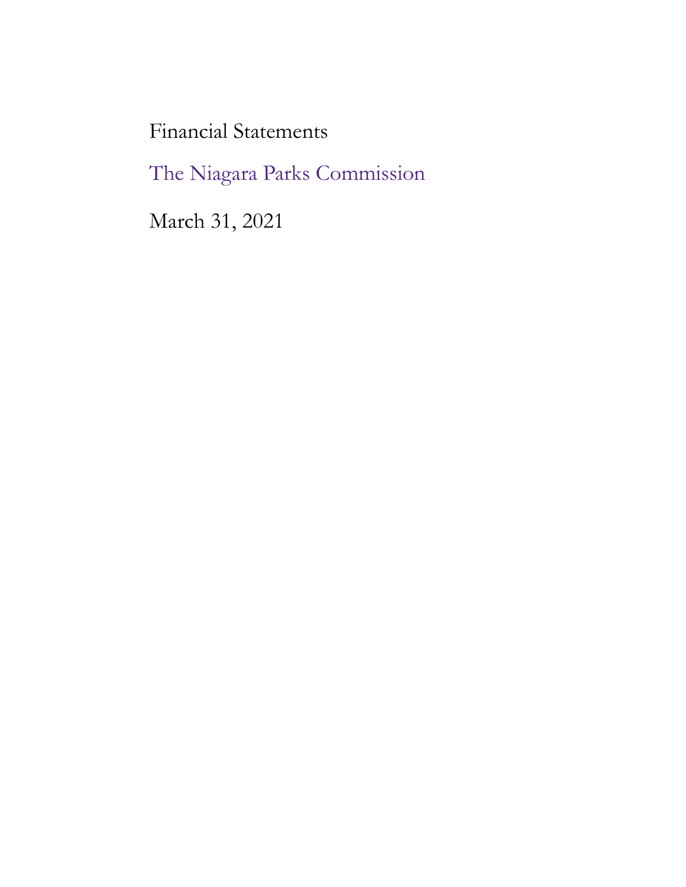# Financial Statements

## The Niagara Parks Commission

March 31, 2021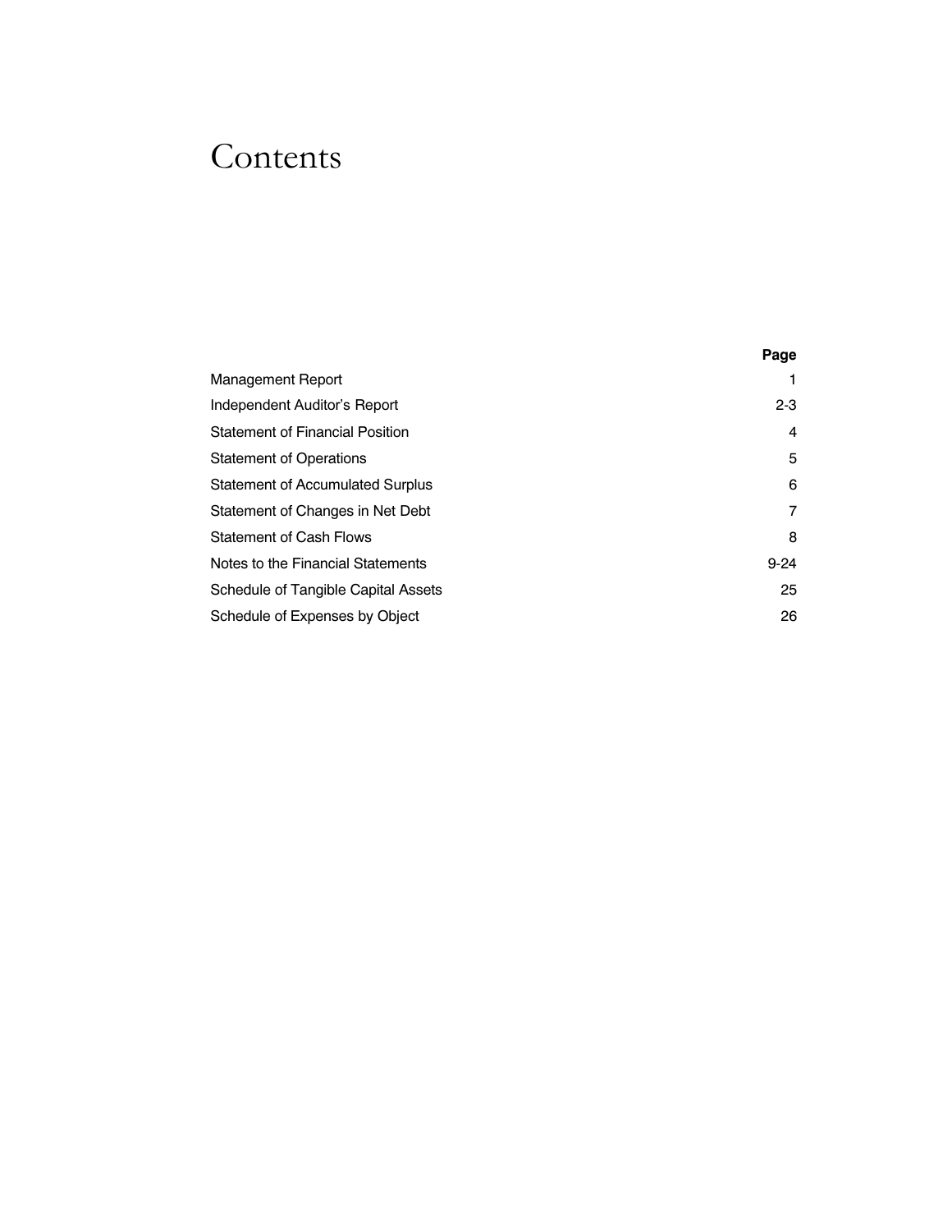# Contents

| | Page |
|---|---|
| Management Report | 1 |
| Independent Auditor's Report | 2-3 |
| Statement of Financial Position | 4 |
| Statement of Operations | 5 |
| Statement of Accumulated Surplus | 6 |
| Statement of Changes in Net Debt | 7 |
| Statement of Cash Flows | 8 |
| Notes to the Financial Statements | 9-24 |
| Schedule of Tangible Capital Assets | 25 |
| Schedule of Expenses by Object | 26 |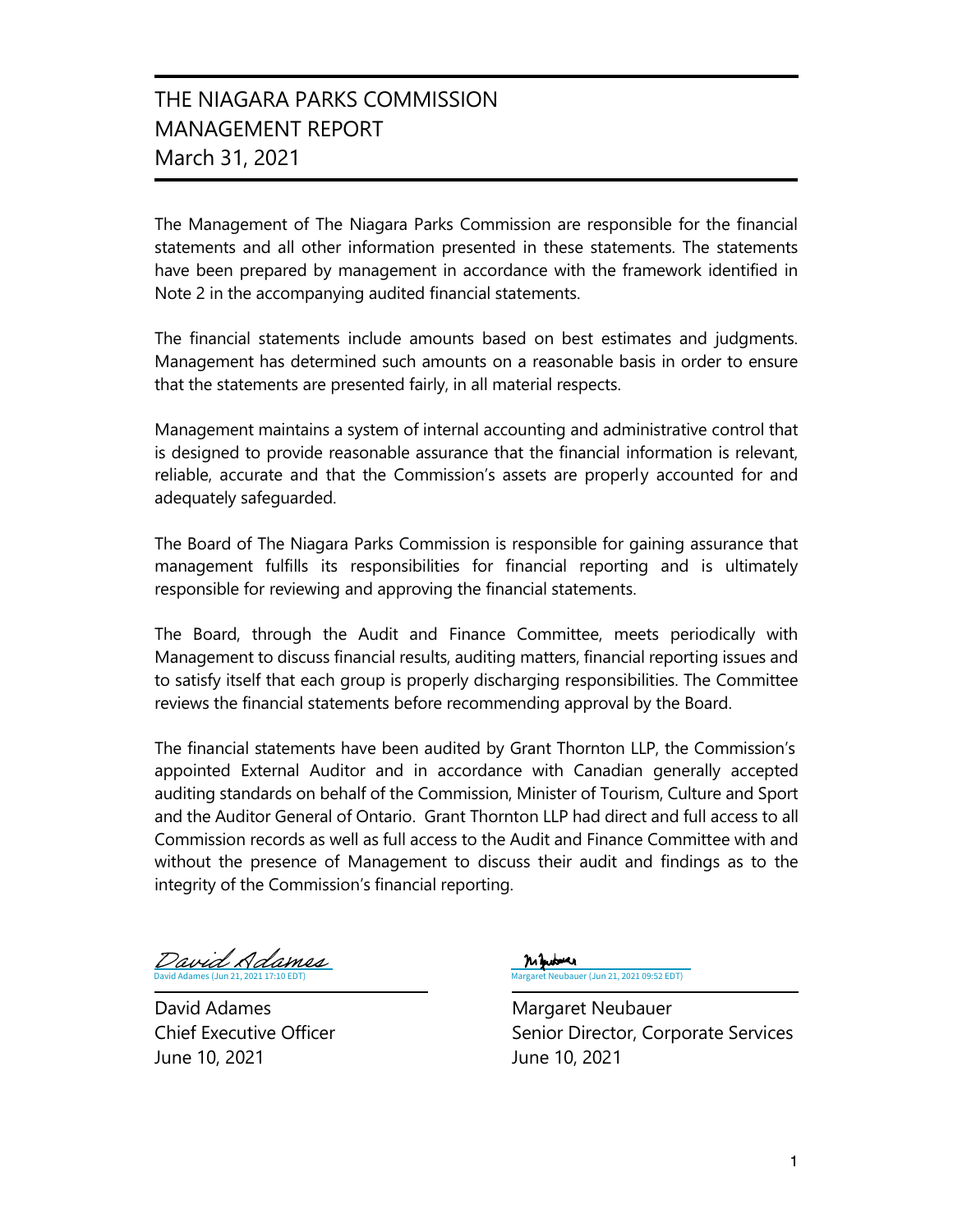# THE NIAGARA PARKS COMMISSION
# MANAGEMENT REPORT
# March 31, 2021

The Management of The Niagara Parks Commission are responsible for the financial statements and all other information presented in these statements. The statements have been prepared by management in accordance with the framework identified in Note 2 in the accompanying audited financial statements.

The financial statements include amounts based on best estimates and judgments. Management has determined such amounts on a reasonable basis in order to ensure that the statements are presented fairly, in all material respects.

Management maintains a system of internal accounting and administrative control that is designed to provide reasonable assurance that the financial information is relevant, reliable, accurate and that the Commission's assets are properly accounted for and adequately safeguarded.

The Board of The Niagara Parks Commission is responsible for gaining assurance that management fulfills its responsibilities for financial reporting and is ultimately responsible for reviewing and approving the financial statements.

The Board, through the Audit and Finance Committee, meets periodically with Management to discuss financial results, auditing matters, financial reporting issues and to satisfy itself that each group is properly discharging responsibilities. The Committee reviews the financial statements before recommending approval by the Board.

The financial statements have been audited by Grant Thornton LLP, the Commission's appointed External Auditor and in accordance with Canadian generally accepted auditing standards on behalf of the Commission, Minister of Tourism, Culture and Sport and the Auditor General of Ontario. Grant Thornton LLP had direct and full access to all Commission records as well as full access to the Audit and Finance Committee with and without the presence of Management to discuss their audit and findings as to the integrity of the Commission's financial reporting.

David Adames (Jun 21, 2021 17:10 EDT)

David Adames
Chief Executive Officer
June 10, 2021

Margaret Neubauer (Jun 21, 2021 09:52 EDT)

Margaret Neubauer
Senior Director, Corporate Services
June 10, 2021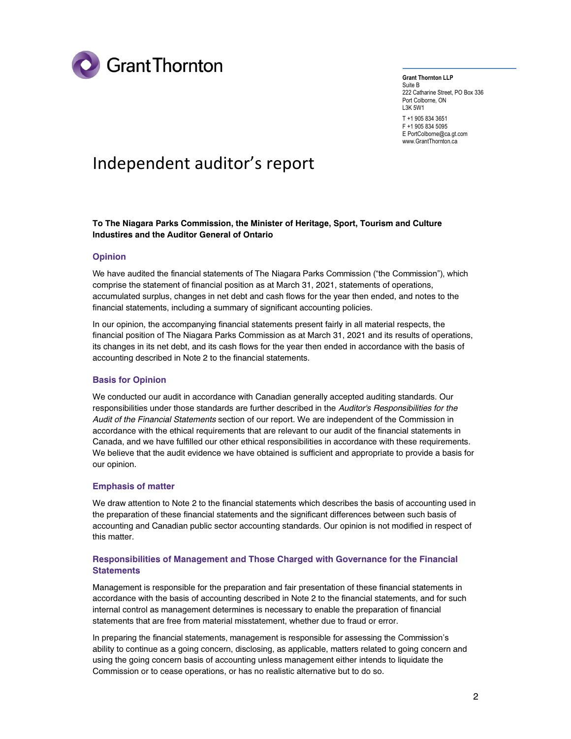Grant Thornton LLP
Suite B
222 Catharine Street, PO Box 336
Port Colborne, ON
L3K 5W1

T +1 905 834 3651
F +1 905 834 5095
E PortColborne@ca.gt.com
www.GrantThornton.ca

# Independent auditor's report

**To The Niagara Parks Commission, the Minister of Heritage, Sport, Tourism and Culture Industires and the Auditor General of Ontario**

## Opinion

We have audited the financial statements of The Niagara Parks Commission ("the Commission"), which comprise the statement of financial position as at March 31, 2021, statements of operations, accumulated surplus, changes in net debt and cash flows for the year then ended, and notes to the financial statements, including a summary of significant accounting policies.

In our opinion, the accompanying financial statements present fairly in all material respects, the financial position of The Niagara Parks Commission as at March 31, 2021 and its results of operations, its changes in its net debt, and its cash flows for the year then ended in accordance with the basis of accounting described in Note 2 to the financial statements.

## Basis for Opinion

We conducted our audit in accordance with Canadian generally accepted auditing standards. Our responsibilities under those standards are further described in the *Auditor's Responsibilities for the Audit of the Financial Statements* section of our report. We are independent of the Commission in accordance with the ethical requirements that are relevant to our audit of the financial statements in Canada, and we have fulfilled our other ethical responsibilities in accordance with these requirements. We believe that the audit evidence we have obtained is sufficient and appropriate to provide a basis for our opinion.

## Emphasis of matter

We draw attention to Note 2 to the financial statements which describes the basis of accounting used in the preparation of these financial statements and the significant differences between such basis of accounting and Canadian public sector accounting standards. Our opinion is not modified in respect of this matter.

## Responsibilities of Management and Those Charged with Governance for the Financial Statements

Management is responsible for the preparation and fair presentation of these financial statements in accordance with the basis of accounting described in Note 2 to the financial statements, and for such internal control as management determines is necessary to enable the preparation of financial statements that are free from material misstatement, whether due to fraud or error.

In preparing the financial statements, management is responsible for assessing the Commission's ability to continue as a going concern, disclosing, as applicable, matters related to going concern and using the going concern basis of accounting unless management either intends to liquidate the Commission or to cease operations, or has no realistic alternative but to do so.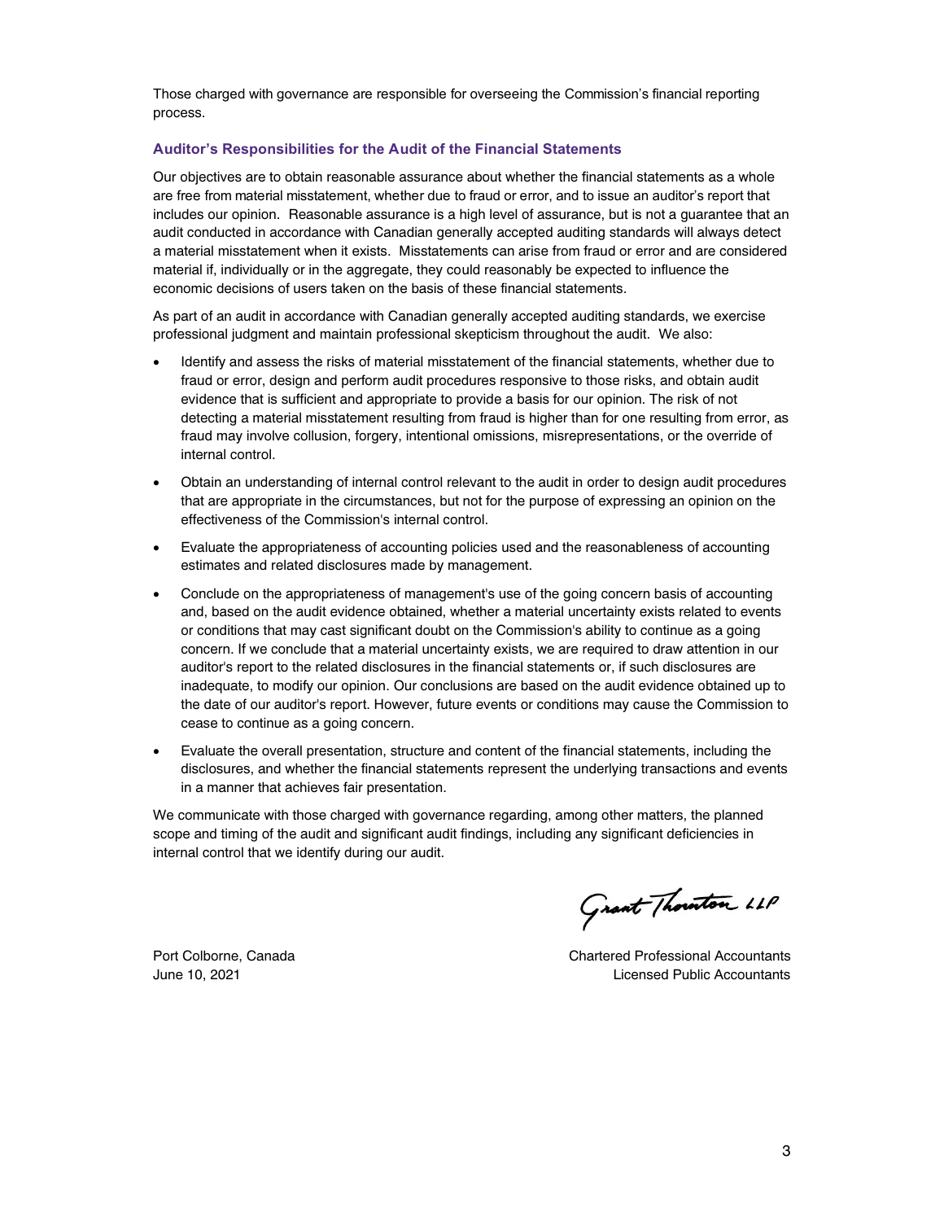Those charged with governance are responsible for overseeing the Commission's financial reporting process.

### Auditor's Responsibilities for the Audit of the Financial Statements

Our objectives are to obtain reasonable assurance about whether the financial statements as a whole are free from material misstatement, whether due to fraud or error, and to issue an auditor's report that includes our opinion. Reasonable assurance is a high level of assurance, but is not a guarantee that an audit conducted in accordance with Canadian generally accepted auditing standards will always detect a material misstatement when it exists. Misstatements can arise from fraud or error and are considered material if, individually or in the aggregate, they could reasonably be expected to influence the economic decisions of users taken on the basis of these financial statements.

As part of an audit in accordance with Canadian generally accepted auditing standards, we exercise professional judgment and maintain professional skepticism throughout the audit. We also:

- Identify and assess the risks of material misstatement of the financial statements, whether due to fraud or error, design and perform audit procedures responsive to those risks, and obtain audit evidence that is sufficient and appropriate to provide a basis for our opinion. The risk of not detecting a material misstatement resulting from fraud is higher than for one resulting from error, as fraud may involve collusion, forgery, intentional omissions, misrepresentations, or the override of internal control.
- Obtain an understanding of internal control relevant to the audit in order to design audit procedures that are appropriate in the circumstances, but not for the purpose of expressing an opinion on the effectiveness of the Commission's internal control.
- Evaluate the appropriateness of accounting policies used and the reasonableness of accounting estimates and related disclosures made by management.
- Conclude on the appropriateness of management's use of the going concern basis of accounting and, based on the audit evidence obtained, whether a material uncertainty exists related to events or conditions that may cast significant doubt on the Commission's ability to continue as a going concern. If we conclude that a material uncertainty exists, we are required to draw attention in our auditor's report to the related disclosures in the financial statements or, if such disclosures are inadequate, to modify our opinion. Our conclusions are based on the audit evidence obtained up to the date of our auditor's report. However, future events or conditions may cause the Commission to cease to continue as a going concern.
- Evaluate the overall presentation, structure and content of the financial statements, including the disclosures, and whether the financial statements represent the underlying transactions and events in a manner that achieves fair presentation.

We communicate with those charged with governance regarding, among other matters, the planned scope and timing of the audit and significant audit findings, including any significant deficiencies in internal control that we identify during our audit.

Grant Thornton LLP

Port Colborne, Canada
June 10, 2021

Chartered Professional Accountants
Licensed Public Accountants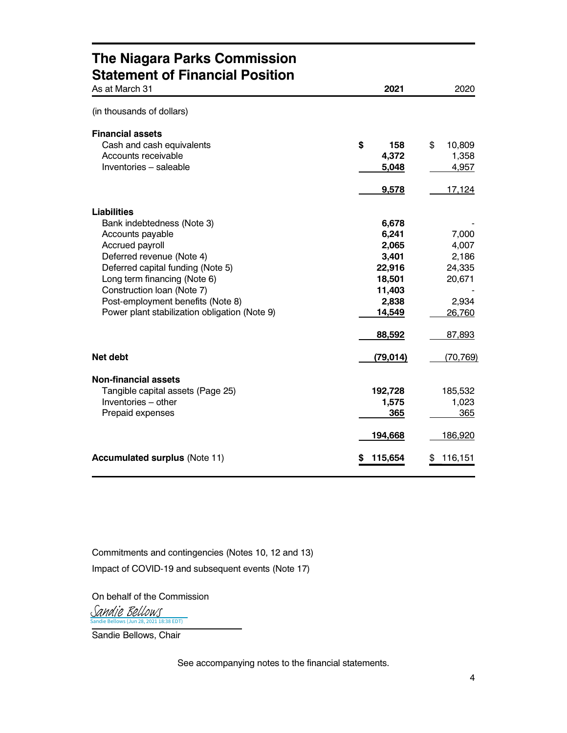# The Niagara Parks Commission
## Statement of Financial Position

| As at March 31 | 2021 | 2020 |
|---|---|---|
| (in thousands of dollars) | | |
| **Financial assets** | | |
| Cash and cash equivalents | **$ 158** | $ 10,809 |
| Accounts receivable | **4,372** | 1,358 |
| Inventories – saleable | **5,048** | 4,957 |
| | **9,578** | 17,124 |
| **Liabilities** | | |
| Bank indebtedness (Note 3) | **6,678** | - |
| Accounts payable | **6,241** | 7,000 |
| Accrued payroll | **2,065** | 4,007 |
| Deferred revenue (Note 4) | **3,401** | 2,186 |
| Deferred capital funding (Note 5) | **22,916** | 24,335 |
| Long term financing (Note 6) | **18,501** | 20,671 |
| Construction loan (Note 7) | **11,403** | - |
| Post-employment benefits (Note 8) | **2,838** | 2,934 |
| Power plant stabilization obligation (Note 9) | **14,549** | 26,760 |
| | **88,592** | 87,893 |
| **Net debt** | **(79,014)** | (70,769) |
| **Non-financial assets** | | |
| Tangible capital assets (Page 25) | **192,728** | 185,532 |
| Inventories – other | **1,575** | 1,023 |
| Prepaid expenses | **365** | 365 |
| | **194,668** | 186,920 |
| **Accumulated surplus** (Note 11) | **$ 115,654** | $ 116,151 |

Commitments and contingencies (Notes 10, 12 and 13)

Impact of COVID-19 and subsequent events (Note 17)

On behalf of the Commission

Sandie Bellows
Sandie Bellows (Jun 28, 2021 18:38 EDT)

Sandie Bellows, Chair

See accompanying notes to the financial statements.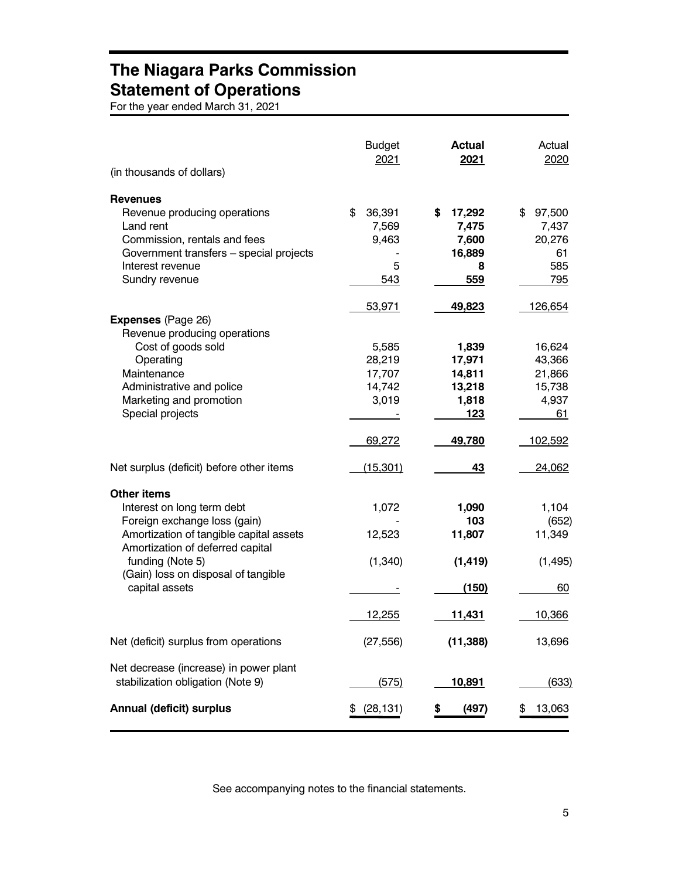# The Niagara Parks Commission
## Statement of Operations

For the year ended March 31, 2021

| (in thousands of dollars) | Budget 2021 | **Actual 2021** | Actual 2020 |
|---|---|---|---|
| **Revenues** | | | |
| Revenue producing operations | $ 36,391 | **$ 17,292** | $ 97,500 |
| Land rent | 7,569 | **7,475** | 7,437 |
| Commission, rentals and fees | 9,463 | **7,600** | 20,276 |
| Government transfers – special projects | - | **16,889** | 61 |
| Interest revenue | 5 | **8** | 585 |
| Sundry revenue | 543 | **559** | 795 |
| | 53,971 | **49,823** | 126,654 |
| **Expenses** (Page 26) | | | |
| Revenue producing operations | | | |
| Cost of goods sold | 5,585 | **1,839** | 16,624 |
| Operating | 28,219 | **17,971** | 43,366 |
| Maintenance | 17,707 | **14,811** | 21,866 |
| Administrative and police | 14,742 | **13,218** | 15,738 |
| Marketing and promotion | 3,019 | **1,818** | 4,937 |
| Special projects | - | **123** | 61 |
| | 69,272 | **49,780** | 102,592 |
| Net surplus (deficit) before other items | (15,301) | **43** | 24,062 |
| **Other items** | | | |
| Interest on long term debt | 1,072 | **1,090** | 1,104 |
| Foreign exchange loss (gain) | - | **103** | (652) |
| Amortization of tangible capital assets | 12,523 | **11,807** | 11,349 |
| Amortization of deferred capital funding (Note 5) | (1,340) | **(1,419)** | (1,495) |
| (Gain) loss on disposal of tangible capital assets | - | **(150)** | 60 |
| | 12,255 | **11,431** | 10,366 |
| Net (deficit) surplus from operations | (27,556) | **(11,388)** | 13,696 |
| Net decrease (increase) in power plant stabilization obligation (Note 9) | (575) | **10,891** | (633) |
| **Annual (deficit) surplus** | $ (28,131) | **$ (497)** | $ 13,063 |

See accompanying notes to the financial statements.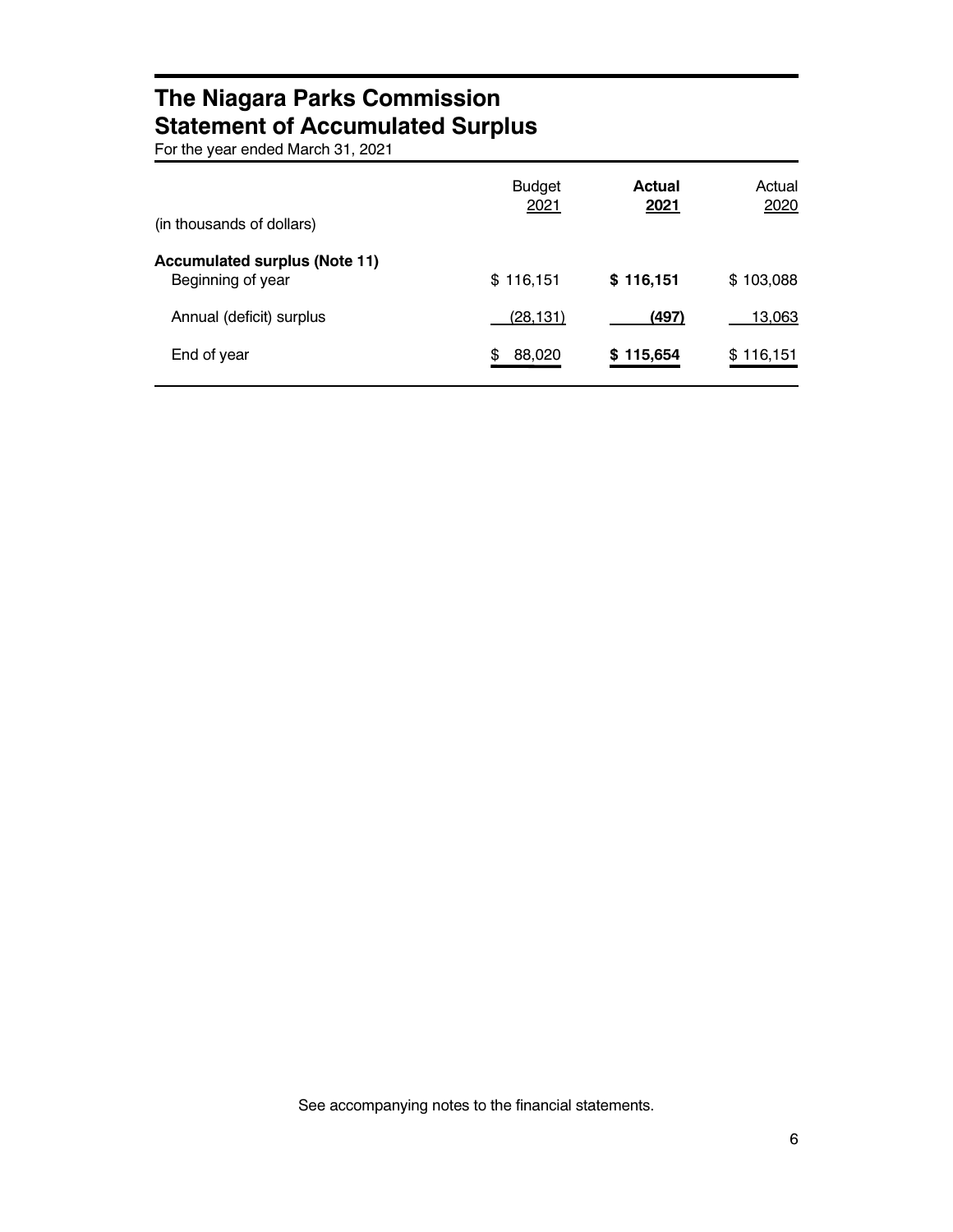# The Niagara Parks Commission
# Statement of Accumulated Surplus

For the year ended March 31, 2021

| (in thousands of dollars) | Budget 2021 | **Actual 2021** | Actual 2020 |
|---|---|---|---|
| **Accumulated surplus (Note 11)** | | | |
| Beginning of year | $ 116,151 | **$ 116,151** | $ 103,088 |
| Annual (deficit) surplus | (28,131) | **(497)** | 13,063 |
| End of year | $ 88,020 | **$ 115,654** | $ 116,151 |

See accompanying notes to the financial statements.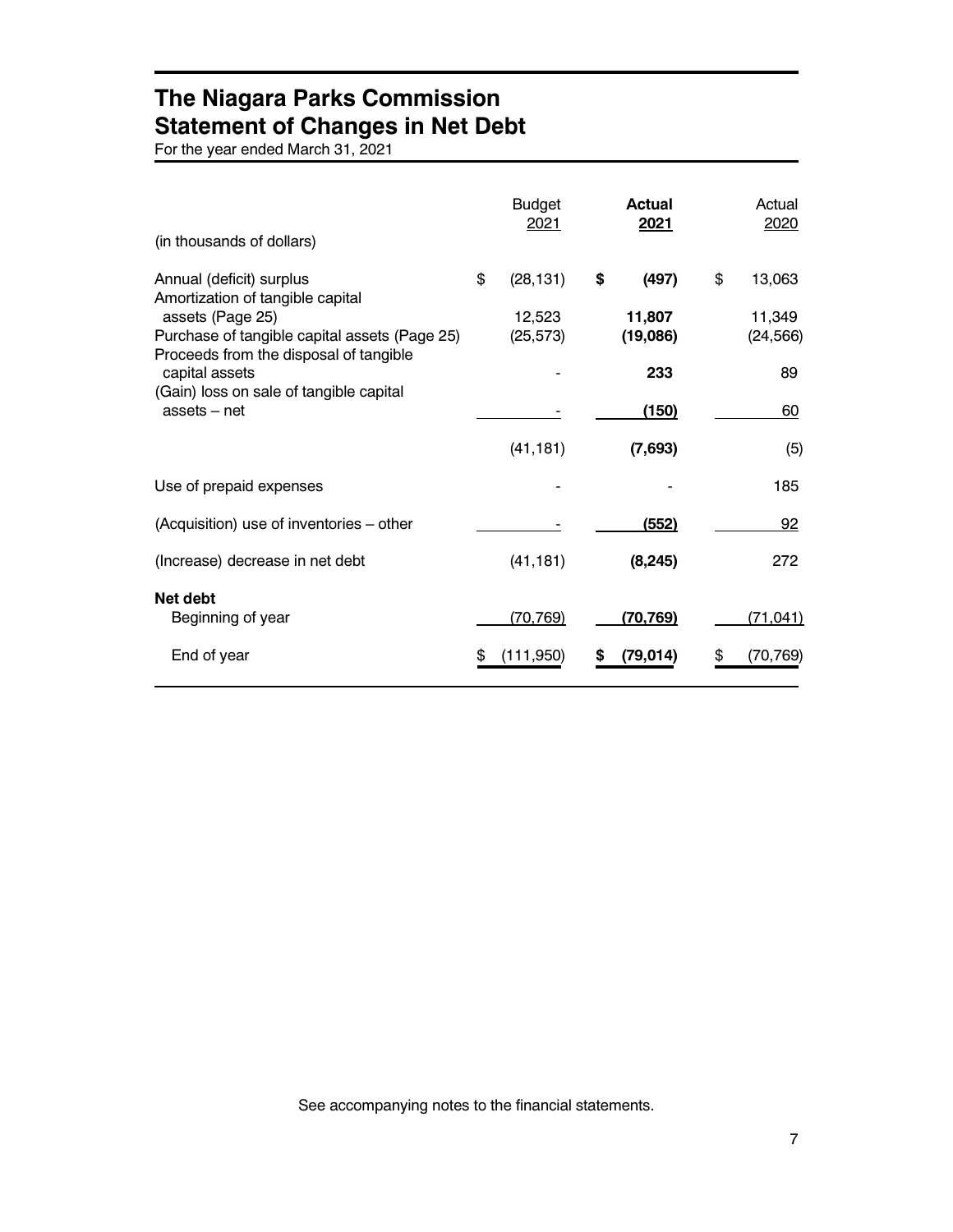# The Niagara Parks Commission
# Statement of Changes in Net Debt

For the year ended March 31, 2021

| (in thousands of dollars) | Budget 2021 | **Actual 2021** | Actual 2020 |
|---|---|---|---|
| Annual (deficit) surplus | $ (28,131) | **$ (497)** | $ 13,063 |
| Amortization of tangible capital assets (Page 25) | 12,523 | **11,807** | 11,349 |
| Purchase of tangible capital assets (Page 25) | (25,573) | **(19,086)** | (24,566) |
| Proceeds from the disposal of tangible capital assets | - | **233** | 89 |
| (Gain) loss on sale of tangible capital assets – net | - | **(150)** | 60 |
| | (41,181) | **(7,693)** | (5) |
| Use of prepaid expenses | - | - | 185 |
| (Acquisition) use of inventories – other | - | **(552)** | 92 |
| (Increase) decrease in net debt | (41,181) | **(8,245)** | 272 |
| **Net debt** | | | |
| Beginning of year | (70,769) | **(70,769)** | (71,041) |
| End of year | $ (111,950) | **$ (79,014)** | $ (70,769) |

See accompanying notes to the financial statements.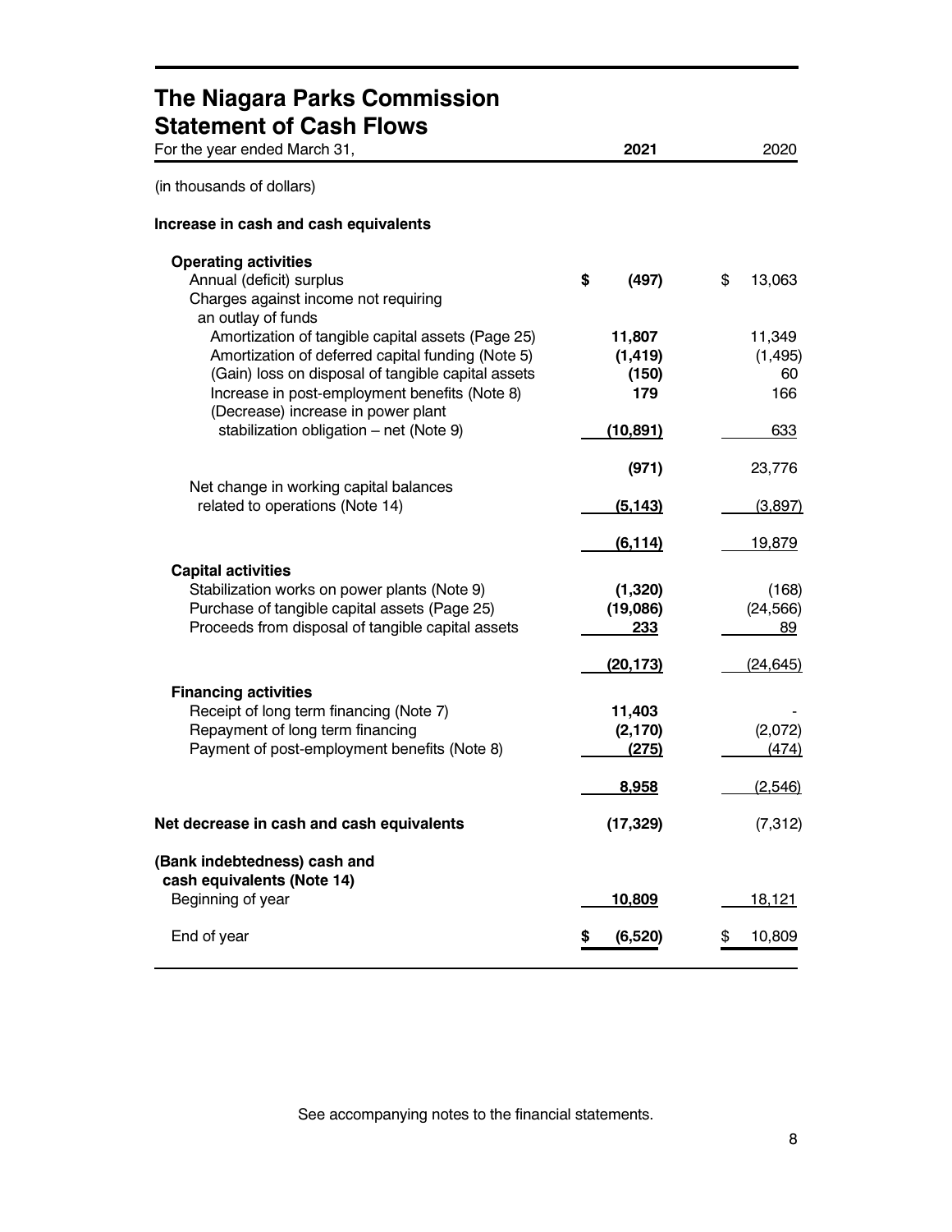# The Niagara Parks Commission
## Statement of Cash Flows

| For the year ended March 31, | 2021 | 2020 |
|---|---|---|
| (in thousands of dollars) | | |
| **Increase in cash and cash equivalents** | | |
| **Operating activities** | | |
| Annual (deficit) surplus | **$ (497)** | $ 13,063 |
| Charges against income not requiring an outlay of funds | | |
| Amortization of tangible capital assets (Page 25) | **11,807** | 11,349 |
| Amortization of deferred capital funding (Note 5) | **(1,419)** | (1,495) |
| (Gain) loss on disposal of tangible capital assets | **(150)** | 60 |
| Increase in post-employment benefits (Note 8) | **179** | 166 |
| (Decrease) increase in power plant stabilization obligation – net (Note 9) | **(10,891)** | 633 |
| | **(971)** | 23,776 |
| Net change in working capital balances related to operations (Note 14) | **(5,143)** | (3,897) |
| | **(6,114)** | 19,879 |
| **Capital activities** | | |
| Stabilization works on power plants (Note 9) | **(1,320)** | (168) |
| Purchase of tangible capital assets (Page 25) | **(19,086)** | (24,566) |
| Proceeds from disposal of tangible capital assets | **233** | 89 |
| | **(20,173)** | (24,645) |
| **Financing activities** | | |
| Receipt of long term financing (Note 7) | **11,403** | - |
| Repayment of long term financing | **(2,170)** | (2,072) |
| Payment of post-employment benefits (Note 8) | **(275)** | (474) |
| | **8,958** | (2,546) |
| **Net decrease in cash and cash equivalents** | **(17,329)** | (7,312) |
| **(Bank indebtedness) cash and cash equivalents (Note 14)** | | |
| Beginning of year | **10,809** | 18,121 |
| End of year | **$ (6,520)** | $ 10,809 |

See accompanying notes to the financial statements.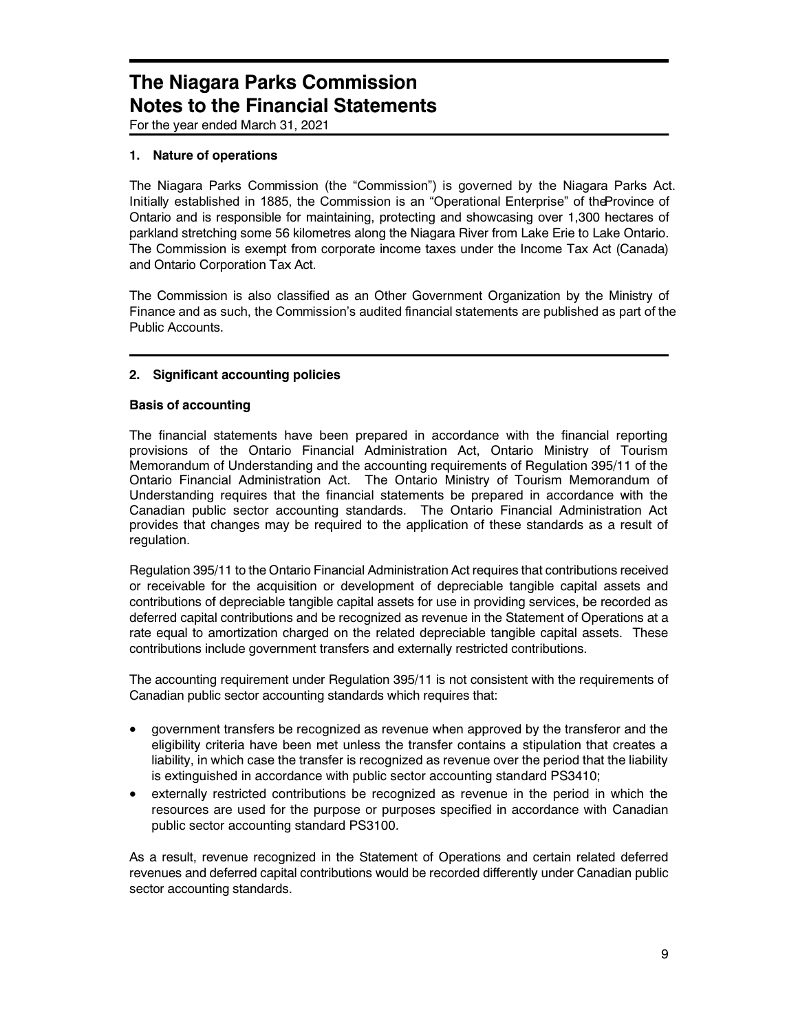# The Niagara Parks Commission
# Notes to the Financial Statements

For the year ended March 31, 2021

### 1. Nature of operations

The Niagara Parks Commission (the "Commission") is governed by the Niagara Parks Act. Initially established in 1885, the Commission is an "Operational Enterprise" of the Province of Ontario and is responsible for maintaining, protecting and showcasing over 1,300 hectares of parkland stretching some 56 kilometres along the Niagara River from Lake Erie to Lake Ontario. The Commission is exempt from corporate income taxes under the Income Tax Act (Canada) and Ontario Corporation Tax Act.

The Commission is also classified as an Other Government Organization by the Ministry of Finance and as such, the Commission's audited financial statements are published as part of the Public Accounts.

### 2. Significant accounting policies

#### Basis of accounting

The financial statements have been prepared in accordance with the financial reporting provisions of the Ontario Financial Administration Act, Ontario Ministry of Tourism Memorandum of Understanding and the accounting requirements of Regulation 395/11 of the Ontario Financial Administration Act. The Ontario Ministry of Tourism Memorandum of Understanding requires that the financial statements be prepared in accordance with the Canadian public sector accounting standards. The Ontario Financial Administration Act provides that changes may be required to the application of these standards as a result of regulation.

Regulation 395/11 to the Ontario Financial Administration Act requires that contributions received or receivable for the acquisition or development of depreciable tangible capital assets and contributions of depreciable tangible capital assets for use in providing services, be recorded as deferred capital contributions and be recognized as revenue in the Statement of Operations at a rate equal to amortization charged on the related depreciable tangible capital assets. These contributions include government transfers and externally restricted contributions.

The accounting requirement under Regulation 395/11 is not consistent with the requirements of Canadian public sector accounting standards which requires that:

- government transfers be recognized as revenue when approved by the transferor and the eligibility criteria have been met unless the transfer contains a stipulation that creates a liability, in which case the transfer is recognized as revenue over the period that the liability is extinguished in accordance with public sector accounting standard PS3410;
- externally restricted contributions be recognized as revenue in the period in which the resources are used for the purpose or purposes specified in accordance with Canadian public sector accounting standard PS3100.

As a result, revenue recognized in the Statement of Operations and certain related deferred revenues and deferred capital contributions would be recorded differently under Canadian public sector accounting standards.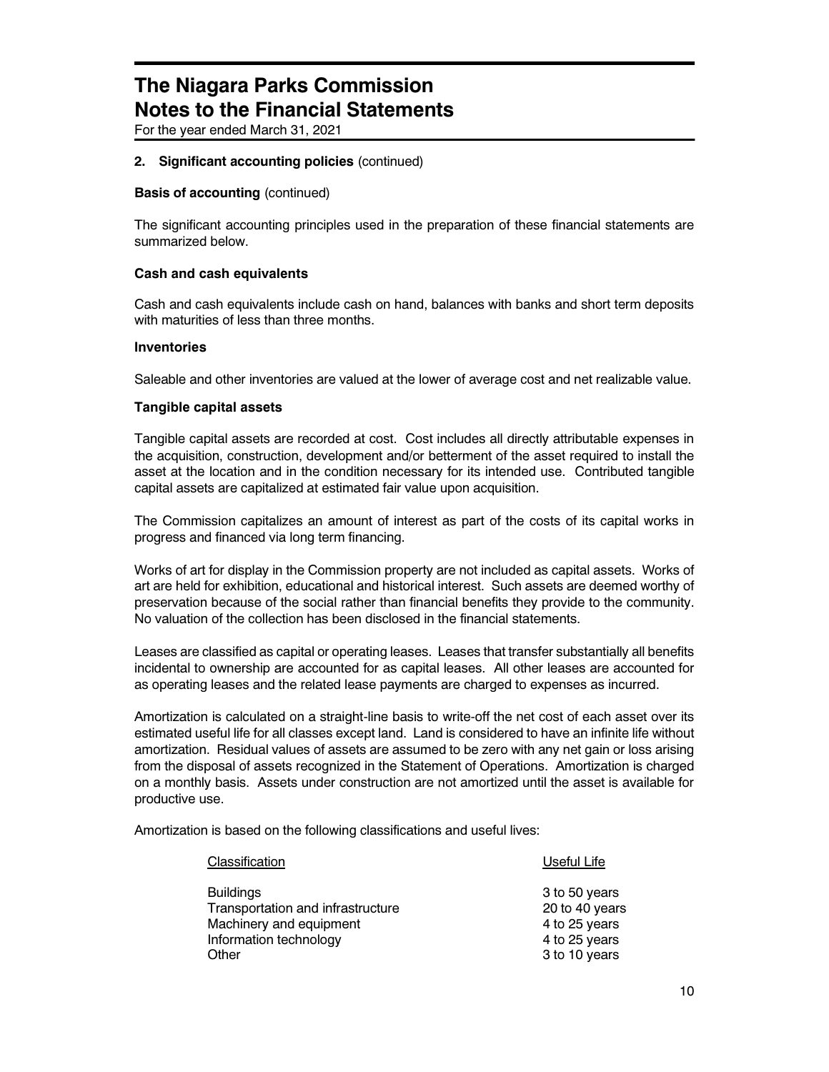# The Niagara Parks Commission
# Notes to the Financial Statements

For the year ended March 31, 2021

**2. Significant accounting policies** (continued)

**Basis of accounting** (continued)

The significant accounting principles used in the preparation of these financial statements are summarized below.

**Cash and cash equivalents**

Cash and cash equivalents include cash on hand, balances with banks and short term deposits with maturities of less than three months.

**Inventories**

Saleable and other inventories are valued at the lower of average cost and net realizable value.

**Tangible capital assets**

Tangible capital assets are recorded at cost. Cost includes all directly attributable expenses in the acquisition, construction, development and/or betterment of the asset required to install the asset at the location and in the condition necessary for its intended use. Contributed tangible capital assets are capitalized at estimated fair value upon acquisition.

The Commission capitalizes an amount of interest as part of the costs of its capital works in progress and financed via long term financing.

Works of art for display in the Commission property are not included as capital assets. Works of art are held for exhibition, educational and historical interest. Such assets are deemed worthy of preservation because of the social rather than financial benefits they provide to the community. No valuation of the collection has been disclosed in the financial statements.

Leases are classified as capital or operating leases. Leases that transfer substantially all benefits incidental to ownership are accounted for as capital leases. All other leases are accounted for as operating leases and the related lease payments are charged to expenses as incurred.

Amortization is calculated on a straight-line basis to write-off the net cost of each asset over its estimated useful life for all classes except land. Land is considered to have an infinite life without amortization. Residual values of assets are assumed to be zero with any net gain or loss arising from the disposal of assets recognized in the Statement of Operations. Amortization is charged on a monthly basis. Assets under construction are not amortized until the asset is available for productive use.

Amortization is based on the following classifications and useful lives:

| Classification | Useful Life |
|---|---|
| Buildings | 3 to 50 years |
| Transportation and infrastructure | 20 to 40 years |
| Machinery and equipment | 4 to 25 years |
| Information technology | 4 to 25 years |
| Other | 3 to 10 years |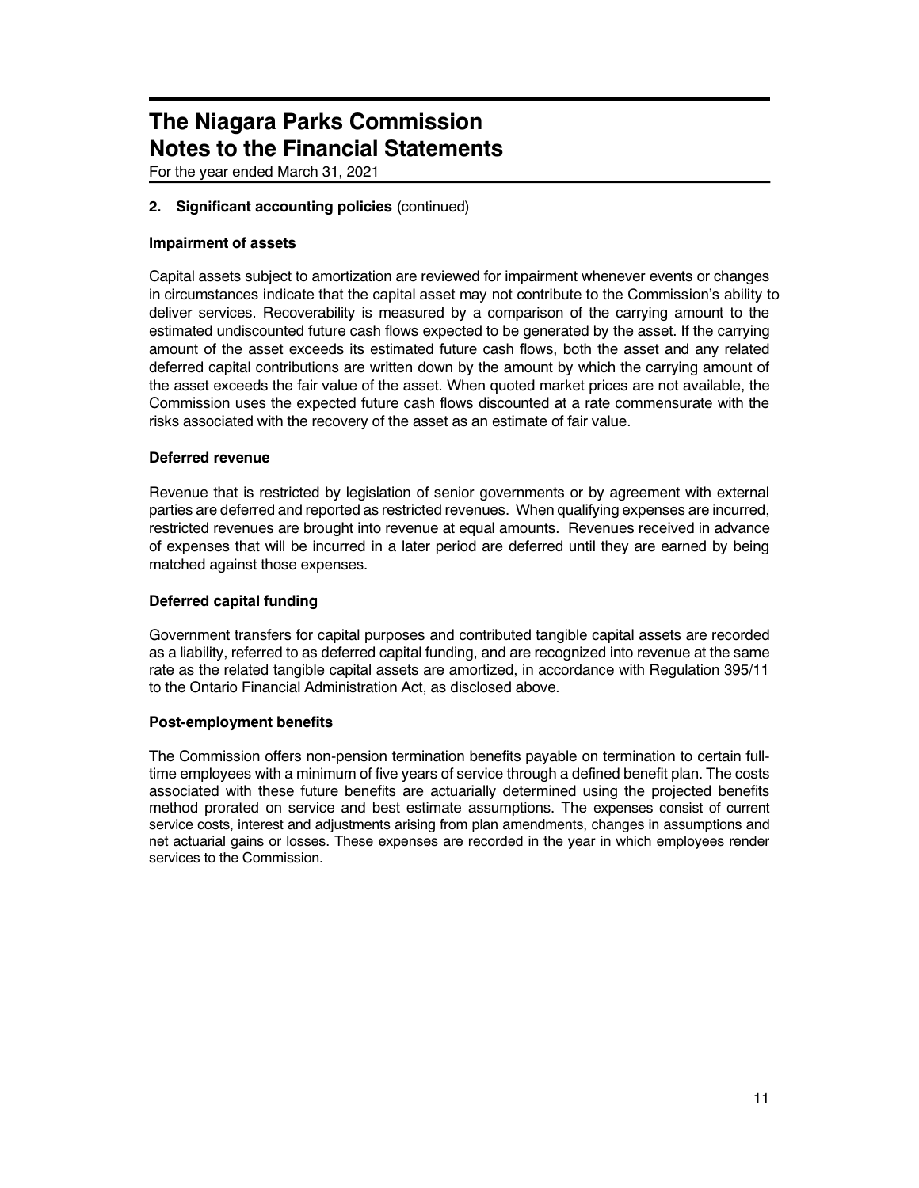# The Niagara Parks Commission
# Notes to the Financial Statements

For the year ended March 31, 2021

**2. Significant accounting policies** (continued)

### Impairment of assets

Capital assets subject to amortization are reviewed for impairment whenever events or changes in circumstances indicate that the capital asset may not contribute to the Commission's ability to deliver services. Recoverability is measured by a comparison of the carrying amount to the estimated undiscounted future cash flows expected to be generated by the asset. If the carrying amount of the asset exceeds its estimated future cash flows, both the asset and any related deferred capital contributions are written down by the amount by which the carrying amount of the asset exceeds the fair value of the asset. When quoted market prices are not available, the Commission uses the expected future cash flows discounted at a rate commensurate with the risks associated with the recovery of the asset as an estimate of fair value.

### Deferred revenue

Revenue that is restricted by legislation of senior governments or by agreement with external parties are deferred and reported as restricted revenues. When qualifying expenses are incurred, restricted revenues are brought into revenue at equal amounts. Revenues received in advance of expenses that will be incurred in a later period are deferred until they are earned by being matched against those expenses.

### Deferred capital funding

Government transfers for capital purposes and contributed tangible capital assets are recorded as a liability, referred to as deferred capital funding, and are recognized into revenue at the same rate as the related tangible capital assets are amortized, in accordance with Regulation 395/11 to the Ontario Financial Administration Act, as disclosed above.

### Post-employment benefits

The Commission offers non-pension termination benefits payable on termination to certain full-time employees with a minimum of five years of service through a defined benefit plan. The costs associated with these future benefits are actuarially determined using the projected benefits method prorated on service and best estimate assumptions. The expenses consist of current service costs, interest and adjustments arising from plan amendments, changes in assumptions and net actuarial gains or losses. These expenses are recorded in the year in which employees render services to the Commission.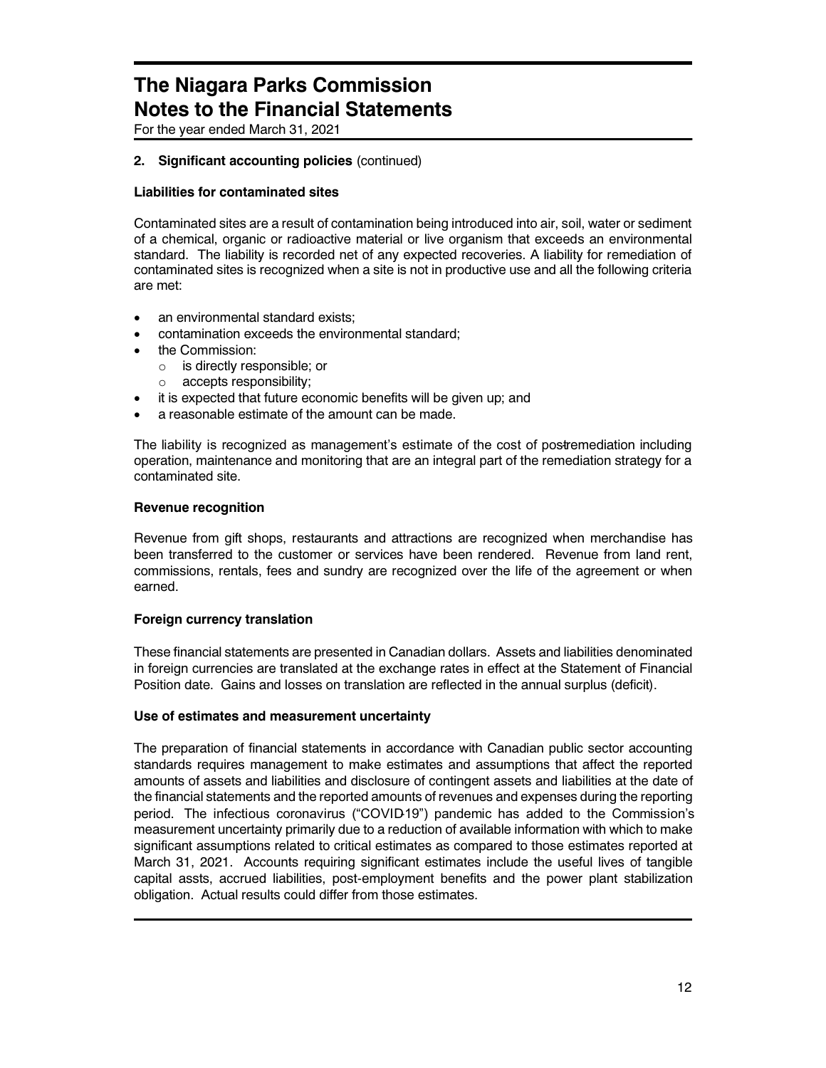# The Niagara Parks Commission
# Notes to the Financial Statements

For the year ended March 31, 2021

**2. Significant accounting policies** (continued)

**Liabilities for contaminated sites**

Contaminated sites are a result of contamination being introduced into air, soil, water or sediment of a chemical, organic or radioactive material or live organism that exceeds an environmental standard. The liability is recorded net of any expected recoveries. A liability for remediation of contaminated sites is recognized when a site is not in productive use and all the following criteria are met:

- an environmental standard exists;
- contamination exceeds the environmental standard;
- the Commission:
  - is directly responsible; or
  - accepts responsibility;
- it is expected that future economic benefits will be given up; and
- a reasonable estimate of the amount can be made.

The liability is recognized as management's estimate of the cost of post-remediation including operation, maintenance and monitoring that are an integral part of the remediation strategy for a contaminated site.

**Revenue recognition**

Revenue from gift shops, restaurants and attractions are recognized when merchandise has been transferred to the customer or services have been rendered. Revenue from land rent, commissions, rentals, fees and sundry are recognized over the life of the agreement or when earned.

**Foreign currency translation**

These financial statements are presented in Canadian dollars. Assets and liabilities denominated in foreign currencies are translated at the exchange rates in effect at the Statement of Financial Position date. Gains and losses on translation are reflected in the annual surplus (deficit).

**Use of estimates and measurement uncertainty**

The preparation of financial statements in accordance with Canadian public sector accounting standards requires management to make estimates and assumptions that affect the reported amounts of assets and liabilities and disclosure of contingent assets and liabilities at the date of the financial statements and the reported amounts of revenues and expenses during the reporting period. The infectious coronavirus ("COVID-19") pandemic has added to the Commission's measurement uncertainty primarily due to a reduction of available information with which to make significant assumptions related to critical estimates as compared to those estimates reported at March 31, 2021. Accounts requiring significant estimates include the useful lives of tangible capital assts, accrued liabilities, post-employment benefits and the power plant stabilization obligation. Actual results could differ from those estimates.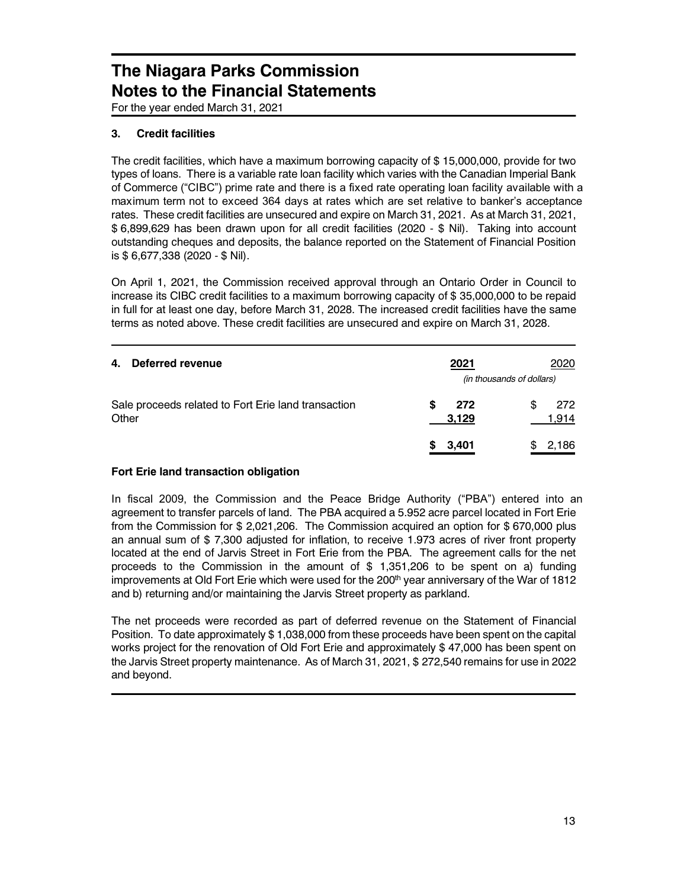# The Niagara Parks Commission
# Notes to the Financial Statements

For the year ended March 31, 2021

### 3. Credit facilities

The credit facilities, which have a maximum borrowing capacity of $ 15,000,000, provide for two types of loans. There is a variable rate loan facility which varies with the Canadian Imperial Bank of Commerce ("CIBC") prime rate and there is a fixed rate operating loan facility available with a maximum term not to exceed 364 days at rates which are set relative to banker's acceptance rates. These credit facilities are unsecured and expire on March 31, 2021. As at March 31, 2021, $ 6,899,629 has been drawn upon for all credit facilities (2020 - $ Nil). Taking into account outstanding cheques and deposits, the balance reported on the Statement of Financial Position is $ 6,677,338 (2020 - $ Nil).

On April 1, 2021, the Commission received approval through an Ontario Order in Council to increase its CIBC credit facilities to a maximum borrowing capacity of $ 35,000,000 to be repaid in full for at least one day, before March 31, 2028. The increased credit facilities have the same terms as noted above. These credit facilities are unsecured and expire on March 31, 2028.

### 4. Deferred revenue

| | **2021** | 2020 |
|---|---|---|
| | *(in thousands of dollars)* | |
| Sale proceeds related to Fort Erie land transaction | **$ 272** | $ 272 |
| Other | **3,129** | 1,914 |
| | **$ 3,401** | $ 2,186 |

**Fort Erie land transaction obligation**

In fiscal 2009, the Commission and the Peace Bridge Authority ("PBA") entered into an agreement to transfer parcels of land. The PBA acquired a 5.952 acre parcel located in Fort Erie from the Commission for $ 2,021,206. The Commission acquired an option for $ 670,000 plus an annual sum of $ 7,300 adjusted for inflation, to receive 1.973 acres of river front property located at the end of Jarvis Street in Fort Erie from the PBA. The agreement calls for the net proceeds to the Commission in the amount of $ 1,351,206 to be spent on a) funding improvements at Old Fort Erie which were used for the 200th year anniversary of the War of 1812 and b) returning and/or maintaining the Jarvis Street property as parkland.

The net proceeds were recorded as part of deferred revenue on the Statement of Financial Position. To date approximately $ 1,038,000 from these proceeds have been spent on the capital works project for the renovation of Old Fort Erie and approximately $ 47,000 has been spent on the Jarvis Street property maintenance. As of March 31, 2021, $ 272,540 remains for use in 2022 and beyond.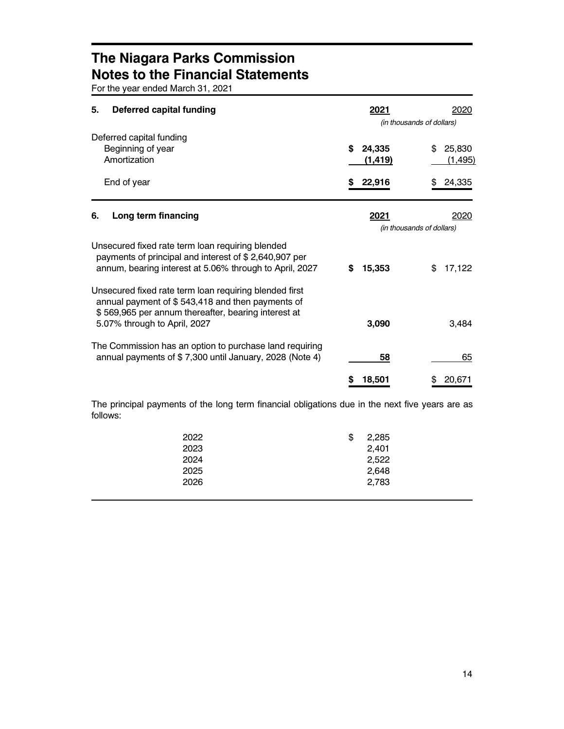# The Niagara Parks Commission
## Notes to the Financial Statements

For the year ended March 31, 2021

| **5. Deferred capital funding** | **2021** | 2020 |
|---|---|---|
| | *(in thousands of dollars)* | |
| Deferred capital funding | | |
| Beginning of year | **$ 24,335** | $ 25,830 |
| Amortization | **(1,419)** | (1,495) |
| End of year | **$ 22,916** | $ 24,335 |

| **6. Long term financing** | **2021** | 2020 |
|---|---|---|
| | *(in thousands of dollars)* | |
| Unsecured fixed rate term loan requiring blended payments of principal and interest of $ 2,640,907 per annum, bearing interest at 5.06% through to April, 2027 | **$ 15,353** | $ 17,122 |
| Unsecured fixed rate term loan requiring blended first annual payment of $ 543,418 and then payments of $ 569,965 per annum thereafter, bearing interest at 5.07% through to April, 2027 | **3,090** | 3,484 |
| The Commission has an option to purchase land requiring annual payments of $ 7,300 until January, 2028 (Note 4) | **58** | 65 |
| | **$ 18,501** | $ 20,671 |

The principal payments of the long term financial obligations due in the next five years are as follows:

| | |
|---|---|
| 2022 | $ 2,285 |
| 2023 | 2,401 |
| 2024 | 2,522 |
| 2025 | 2,648 |
| 2026 | 2,783 |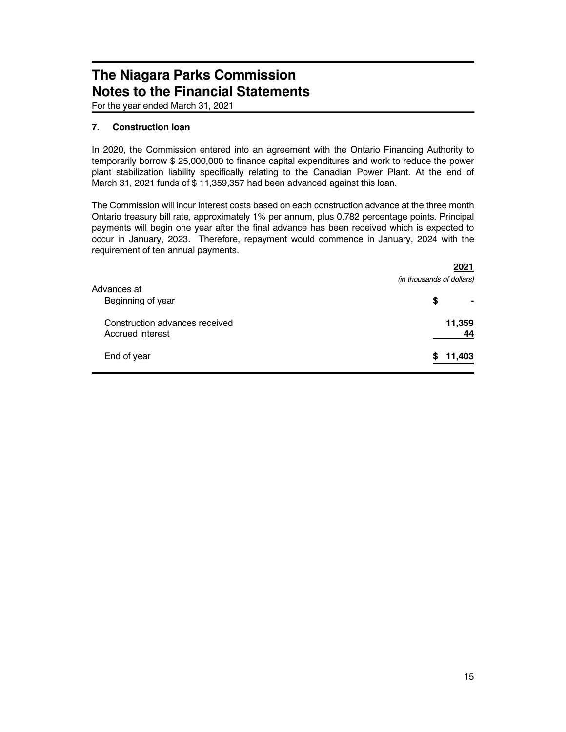# The Niagara Parks Commission
# Notes to the Financial Statements

For the year ended March 31, 2021

### 7. Construction loan

In 2020, the Commission entered into an agreement with the Ontario Financing Authority to temporarily borrow $ 25,000,000 to finance capital expenditures and work to reduce the power plant stabilization liability specifically relating to the Canadian Power Plant. At the end of March 31, 2021 funds of $ 11,359,357 had been advanced against this loan.

The Commission will incur interest costs based on each construction advance at the three month Ontario treasury bill rate, approximately 1% per annum, plus 0.782 percentage points. Principal payments will begin one year after the final advance has been received which is expected to occur in January, 2023. Therefore, repayment would commence in January, 2024 with the requirement of ten annual payments.

| | 2021 |
|---|---|
| | *(in thousands of dollars)* |
| Advances at | |
| Beginning of year | $ - |
| Construction advances received | 11,359 |
| Accrued interest | 44 |
| End of year | $ 11,403 |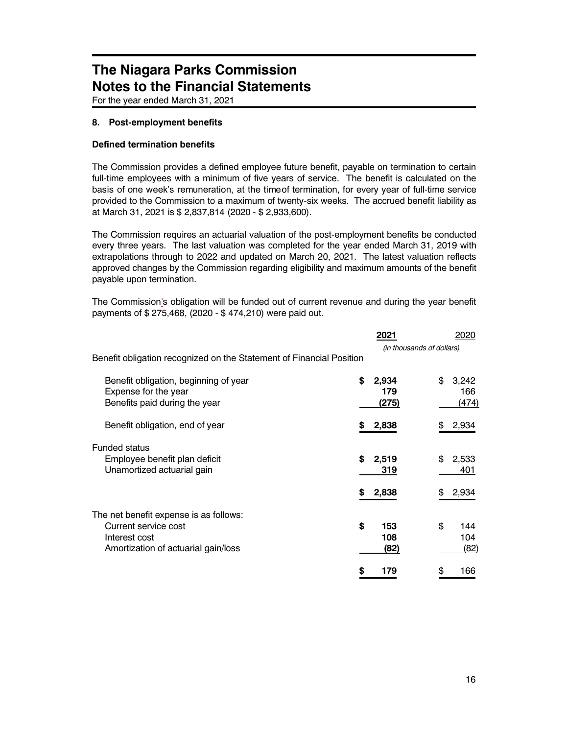# The Niagara Parks Commission
# Notes to the Financial Statements

For the year ended March 31, 2021

### 8. Post-employment benefits

#### Defined termination benefits

The Commission provides a defined employee future benefit, payable on termination to certain full-time employees with a minimum of five years of service. The benefit is calculated on the basis of one week's remuneration, at the timeof termination, for every year of full-time service provided to the Commission to a maximum of twenty-six weeks. The accrued benefit liability as at March 31, 2021 is $ 2,837,814 (2020 - $ 2,933,600).

The Commission requires an actuarial valuation of the post-employment benefits be conducted every three years. The last valuation was completed for the year ended March 31, 2019 with extrapolations through to 2022 and updated on March 20, 2021. The latest valuation reflects approved changes by the Commission regarding eligibility and maximum amounts of the benefit payable upon termination.

The Commission's obligation will be funded out of current revenue and during the year benefit payments of $ 275,468, (2020 - $ 474,210) were paid out.

| | **2021** | 2020 |
|---|---|---|
| | *(in thousands of dollars)* | |
| Benefit obligation recognized on the Statement of Financial Position | | |
| Benefit obligation, beginning of year | **$ 2,934** | $ 3,242 |
| Expense for the year | **179** | 166 |
| Benefits paid during the year | **(275)** | (474) |
| Benefit obligation, end of year | **$ 2,838** | $ 2,934 |
| Funded status | | |
| Employee benefit plan deficit | **$ 2,519** | $ 2,533 |
| Unamortized actuarial gain | **319** | 401 |
| | **$ 2,838** | $ 2,934 |
| The net benefit expense is as follows: | | |
| Current service cost | **$ 153** | $ 144 |
| Interest cost | **108** | 104 |
| Amortization of actuarial gain/loss | **(82)** | (82) |
| | **$ 179** | $ 166 |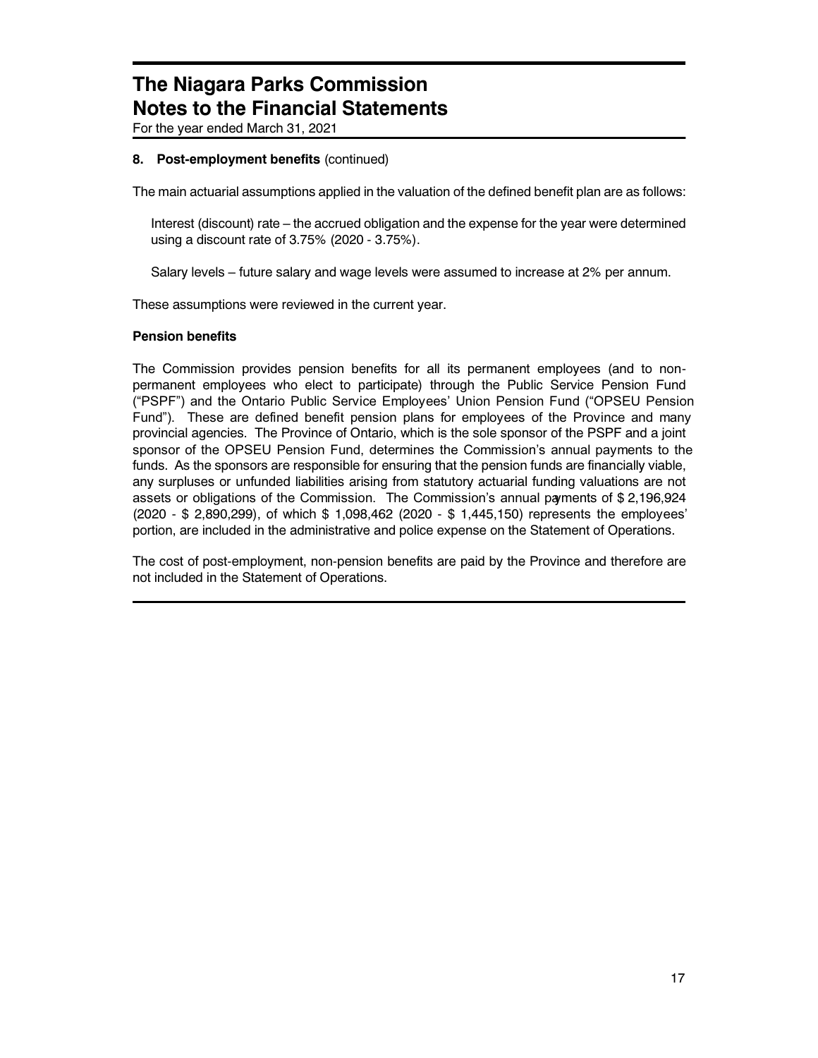# The Niagara Parks Commission
# Notes to the Financial Statements

For the year ended March 31, 2021

**8. Post-employment benefits** (continued)

The main actuarial assumptions applied in the valuation of the defined benefit plan are as follows:

Interest (discount) rate – the accrued obligation and the expense for the year were determined using a discount rate of 3.75% (2020 - 3.75%).

Salary levels – future salary and wage levels were assumed to increase at 2% per annum.

These assumptions were reviewed in the current year.

**Pension benefits**

The Commission provides pension benefits for all its permanent employees (and to non-permanent employees who elect to participate) through the Public Service Pension Fund ("PSPF") and the Ontario Public Service Employees' Union Pension Fund ("OPSEU Pension Fund"). These are defined benefit pension plans for employees of the Province and many provincial agencies. The Province of Ontario, which is the sole sponsor of the PSPF and a joint sponsor of the OPSEU Pension Fund, determines the Commission's annual payments to the funds. As the sponsors are responsible for ensuring that the pension funds are financially viable, any surpluses or unfunded liabilities arising from statutory actuarial funding valuations are not assets or obligations of the Commission. The Commission's annual payments of $ 2,196,924 (2020 - $ 2,890,299), of which $ 1,098,462 (2020 - $ 1,445,150) represents the employees' portion, are included in the administrative and police expense on the Statement of Operations.

The cost of post-employment, non-pension benefits are paid by the Province and therefore are not included in the Statement of Operations.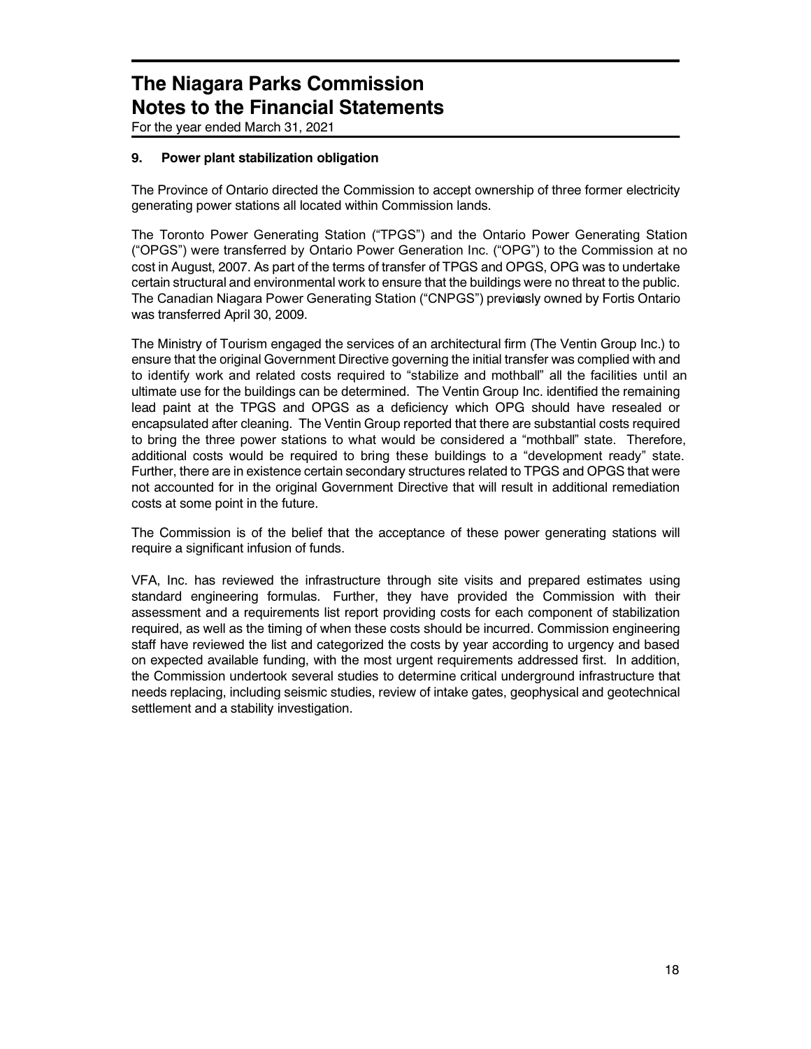## 9. Power plant stabilization obligation

The Province of Ontario directed the Commission to accept ownership of three former electricity generating power stations all located within Commission lands.

The Toronto Power Generating Station ("TPGS") and the Ontario Power Generating Station ("OPGS") were transferred by Ontario Power Generation Inc. ("OPG") to the Commission at no cost in August, 2007. As part of the terms of transfer of TPGS and OPGS, OPG was to undertake certain structural and environmental work to ensure that the buildings were no threat to the public. The Canadian Niagara Power Generating Station ("CNPGS") previously owned by Fortis Ontario was transferred April 30, 2009.

The Ministry of Tourism engaged the services of an architectural firm (The Ventin Group Inc.) to ensure that the original Government Directive governing the initial transfer was complied with and to identify work and related costs required to "stabilize and mothball" all the facilities until an ultimate use for the buildings can be determined. The Ventin Group Inc. identified the remaining lead paint at the TPGS and OPGS as a deficiency which OPG should have resealed or encapsulated after cleaning. The Ventin Group reported that there are substantial costs required to bring the three power stations to what would be considered a "mothball" state. Therefore, additional costs would be required to bring these buildings to a "development ready" state. Further, there are in existence certain secondary structures related to TPGS and OPGS that were not accounted for in the original Government Directive that will result in additional remediation costs at some point in the future.

The Commission is of the belief that the acceptance of these power generating stations will require a significant infusion of funds.

VFA, Inc. has reviewed the infrastructure through site visits and prepared estimates using standard engineering formulas. Further, they have provided the Commission with their assessment and a requirements list report providing costs for each component of stabilization required, as well as the timing of when these costs should be incurred. Commission engineering staff have reviewed the list and categorized the costs by year according to urgency and based on expected available funding, with the most urgent requirements addressed first. In addition, the Commission undertook several studies to determine critical underground infrastructure that needs replacing, including seismic studies, review of intake gates, geophysical and geotechnical settlement and a stability investigation.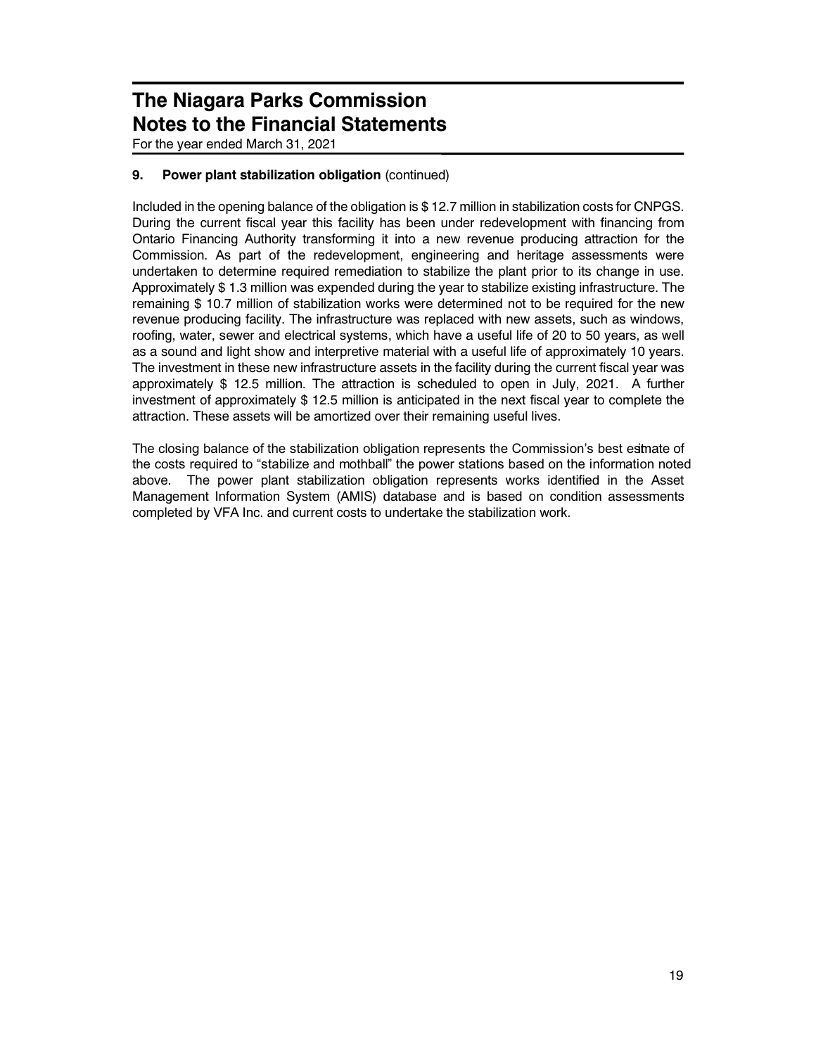# The Niagara Parks Commission
# Notes to the Financial Statements

For the year ended March 31, 2021

**9. Power plant stabilization obligation** (continued)

Included in the opening balance of the obligation is $ 12.7 million in stabilization costs for CNPGS. During the current fiscal year this facility has been under redevelopment with financing from Ontario Financing Authority transforming it into a new revenue producing attraction for the Commission. As part of the redevelopment, engineering and heritage assessments were undertaken to determine required remediation to stabilize the plant prior to its change in use. Approximately $ 1.3 million was expended during the year to stabilize existing infrastructure. The remaining $ 10.7 million of stabilization works were determined not to be required for the new revenue producing facility. The infrastructure was replaced with new assets, such as windows, roofing, water, sewer and electrical systems, which have a useful life of 20 to 50 years, as well as a sound and light show and interpretive material with a useful life of approximately 10 years. The investment in these new infrastructure assets in the facility during the current fiscal year was approximately $ 12.5 million. The attraction is scheduled to open in July, 2021. A further investment of approximately $ 12.5 million is anticipated in the next fiscal year to complete the attraction. These assets will be amortized over their remaining useful lives.

The closing balance of the stabilization obligation represents the Commission's best estimate of the costs required to "stabilize and mothball" the power stations based on the information noted above. The power plant stabilization obligation represents works identified in the Asset Management Information System (AMIS) database and is based on condition assessments completed by VFA Inc. and current costs to undertake the stabilization work.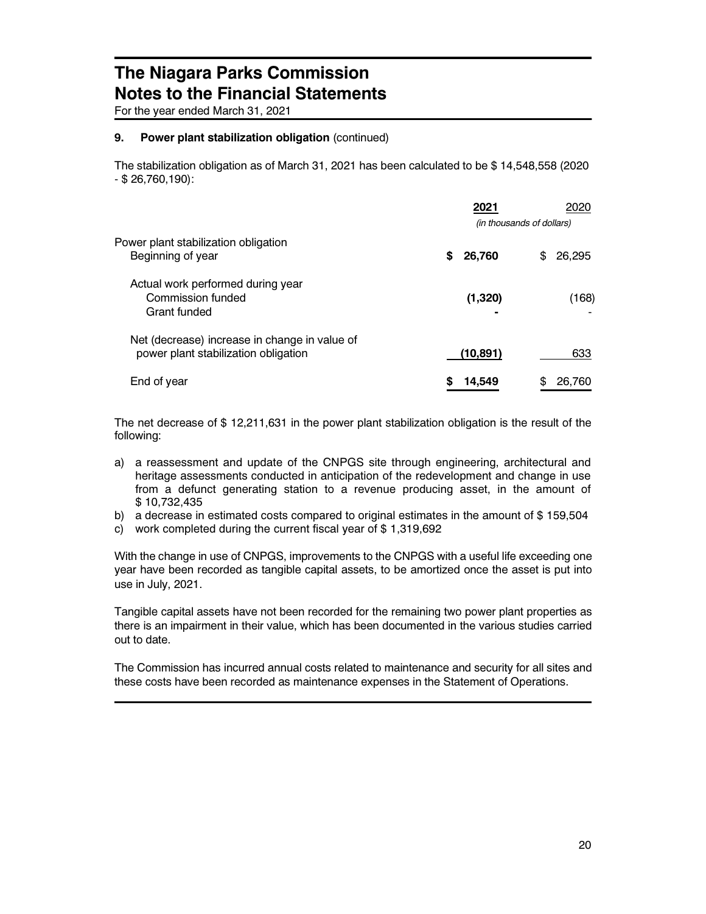# The Niagara Parks Commission
# Notes to the Financial Statements

For the year ended March 31, 2021

### 9. Power plant stabilization obligation (continued)

The stabilization obligation as of March 31, 2021 has been calculated to be $ 14,548,558 (2020 - $ 26,760,190):

| | **2021** | 2020 |
|---|---|---|
| | *(in thousands of dollars)* | |
| Power plant stabilization obligation | | |
| Beginning of year | **$ 26,760** | $ 26,295 |
| Actual work performed during year | | |
| Commission funded | **(1,320)** | (168) |
| Grant funded | **-** | - |
| Net (decrease) increase in change in value of power plant stabilization obligation | **(10,891)** | 633 |
| End of year | **$ 14,549** | $ 26,760 |

The net decrease of $ 12,211,631 in the power plant stabilization obligation is the result of the following:

a) a reassessment and update of the CNPGS site through engineering, architectural and heritage assessments conducted in anticipation of the redevelopment and change in use from a defunct generating station to a revenue producing asset, in the amount of $ 10,732,435
b) a decrease in estimated costs compared to original estimates in the amount of $ 159,504
c) work completed during the current fiscal year of $ 1,319,692

With the change in use of CNPGS, improvements to the CNPGS with a useful life exceeding one year have been recorded as tangible capital assets, to be amortized once the asset is put into use in July, 2021.

Tangible capital assets have not been recorded for the remaining two power plant properties as there is an impairment in their value, which has been documented in the various studies carried out to date.

The Commission has incurred annual costs related to maintenance and security for all sites and these costs have been recorded as maintenance expenses in the Statement of Operations.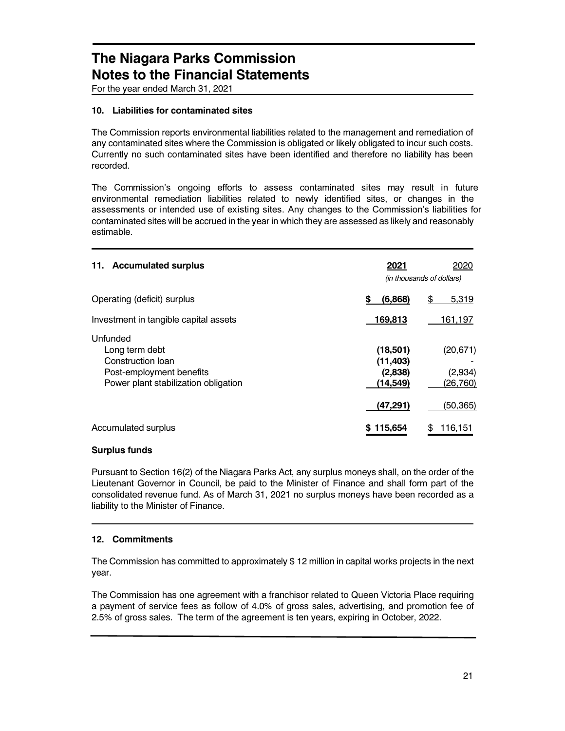# The Niagara Parks Commission
# Notes to the Financial Statements

For the year ended March 31, 2021

### 10. Liabilities for contaminated sites

The Commission reports environmental liabilities related to the management and remediation of any contaminated sites where the Commission is obligated or likely obligated to incur such costs. Currently no such contaminated sites have been identified and therefore no liability has been recorded.

The Commission's ongoing efforts to assess contaminated sites may result in future environmental remediation liabilities related to newly identified sites, or changes in the assessments or intended use of existing sites. Any changes to the Commission's liabilities for contaminated sites will be accrued in the year in which they are assessed as likely and reasonably estimable.

### 11. Accumulated surplus

| | **2021** | 2020 |
|---|---|---|
| | *(in thousands of dollars)* | |
| Operating (deficit) surplus | **$ (6,868)** | $ 5,319 |
| Investment in tangible capital assets | **169,813** | 161,197 |
| Unfunded | | |
| Long term debt | **(18,501)** | (20,671) |
| Construction loan | **(11,403)** | - |
| Post-employment benefits | **(2,838)** | (2,934) |
| Power plant stabilization obligation | **(14,549)** | (26,760) |
| | **(47,291)** | (50,365) |
| Accumulated surplus | **$ 115,654** | $ 116,151 |

**Surplus funds**

Pursuant to Section 16(2) of the Niagara Parks Act, any surplus moneys shall, on the order of the Lieutenant Governor in Council, be paid to the Minister of Finance and shall form part of the consolidated revenue fund. As of March 31, 2021 no surplus moneys have been recorded as a liability to the Minister of Finance.

### 12. Commitments

The Commission has committed to approximately $ 12 million in capital works projects in the next year.

The Commission has one agreement with a franchisor related to Queen Victoria Place requiring a payment of service fees as follow of 4.0% of gross sales, advertising, and promotion fee of 2.5% of gross sales. The term of the agreement is ten years, expiring in October, 2022.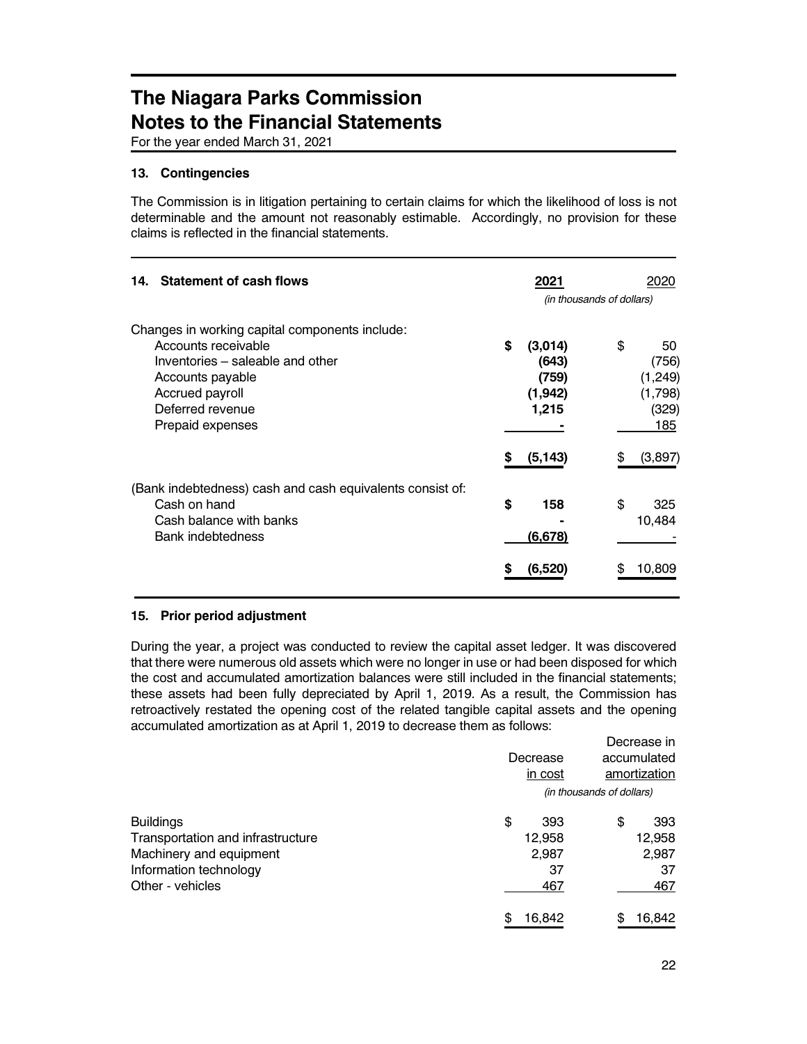# The Niagara Parks Commission
# Notes to the Financial Statements

For the year ended March 31, 2021

### 13. Contingencies

The Commission is in litigation pertaining to certain claims for which the likelihood of loss is not determinable and the amount not reasonably estimable. Accordingly, no provision for these claims is reflected in the financial statements.

### 14. Statement of cash flows

| | **2021** | 2020 |
|---|---|---|
| | *(in thousands of dollars)* | |
| Changes in working capital components include: | | |
| Accounts receivable | **$ (3,014)** | $ 50 |
| Inventories – saleable and other | **(643)** | (756) |
| Accounts payable | **(759)** | (1,249) |
| Accrued payroll | **(1,942)** | (1,798) |
| Deferred revenue | **1,215** | (329) |
| Prepaid expenses | **-** | 185 |
| | **$ (5,143)** | $ (3,897) |
| (Bank indebtedness) cash and cash equivalents consist of: | | |
| Cash on hand | **$ 158** | $ 325 |
| Cash balance with banks | **-** | 10,484 |
| Bank indebtedness | **(6,678)** | - |
| | **$ (6,520)** | $ 10,809 |

### 15. Prior period adjustment

During the year, a project was conducted to review the capital asset ledger. It was discovered that there were numerous old assets which were no longer in use or had been disposed for which the cost and accumulated amortization balances were still included in the financial statements; these assets had been fully depreciated by April 1, 2019. As a result, the Commission has retroactively restated the opening cost of the related tangible capital assets and the opening accumulated amortization as at April 1, 2019 to decrease them as follows:

| | Decrease in cost | Decrease in accumulated amortization |
|---|---|---|
| | *(in thousands of dollars)* | |
| Buildings | $ 393 | $ 393 |
| Transportation and infrastructure | 12,958 | 12,958 |
| Machinery and equipment | 2,987 | 2,987 |
| Information technology | 37 | 37 |
| Other - vehicles | 467 | 467 |
| | $ 16,842 | $ 16,842 |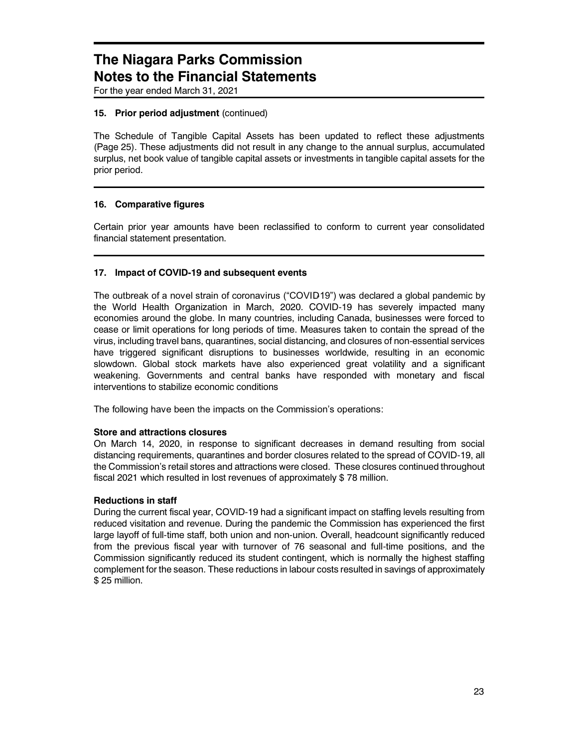# The Niagara Parks Commission
# Notes to the Financial Statements

For the year ended March 31, 2021

### 15. Prior period adjustment (continued)

The Schedule of Tangible Capital Assets has been updated to reflect these adjustments (Page 25). These adjustments did not result in any change to the annual surplus, accumulated surplus, net book value of tangible capital assets or investments in tangible capital assets for the prior period.

### 16. Comparative figures

Certain prior year amounts have been reclassified to conform to current year consolidated financial statement presentation.

### 17. Impact of COVID-19 and subsequent events

The outbreak of a novel strain of coronavirus ("COVID-19") was declared a global pandemic by the World Health Organization in March, 2020. COVID-19 has severely impacted many economies around the globe. In many countries, including Canada, businesses were forced to cease or limit operations for long periods of time. Measures taken to contain the spread of the virus, including travel bans, quarantines, social distancing, and closures of non-essential services have triggered significant disruptions to businesses worldwide, resulting in an economic slowdown. Global stock markets have also experienced great volatility and a significant weakening. Governments and central banks have responded with monetary and fiscal interventions to stabilize economic conditions

The following have been the impacts on the Commission's operations:

**Store and attractions closures**

On March 14, 2020, in response to significant decreases in demand resulting from social distancing requirements, quarantines and border closures related to the spread of COVID-19, all the Commission's retail stores and attractions were closed. These closures continued throughout fiscal 2021 which resulted in lost revenues of approximately $ 78 million.

**Reductions in staff**

During the current fiscal year, COVID-19 had a significant impact on staffing levels resulting from reduced visitation and revenue. During the pandemic the Commission has experienced the first large layoff of full-time staff, both union and non-union. Overall, headcount significantly reduced from the previous fiscal year with turnover of 76 seasonal and full-time positions, and the Commission significantly reduced its student contingent, which is normally the highest staffing complement for the season. These reductions in labour costs resulted in savings of approximately $ 25 million.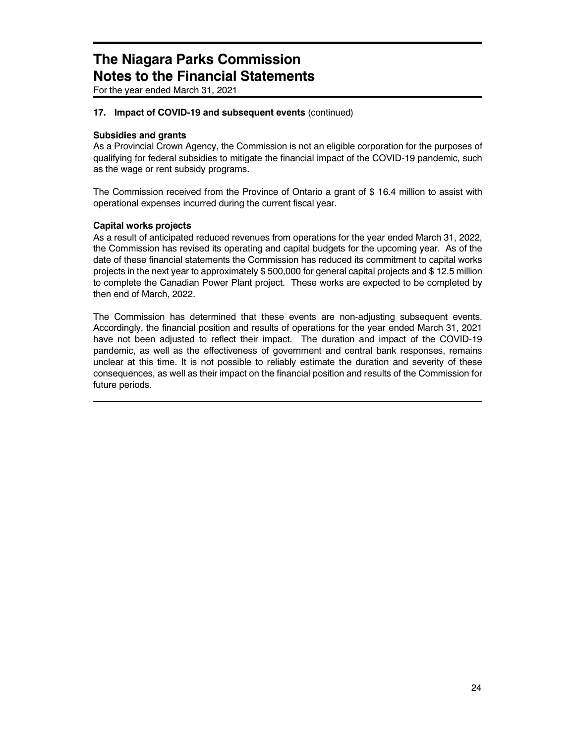# The Niagara Parks Commission
# Notes to the Financial Statements

For the year ended March 31, 2021

**17. Impact of COVID-19 and subsequent events** (continued)

**Subsidies and grants**

As a Provincial Crown Agency, the Commission is not an eligible corporation for the purposes of qualifying for federal subsidies to mitigate the financial impact of the COVID-19 pandemic, such as the wage or rent subsidy programs.

The Commission received from the Province of Ontario a grant of $ 16.4 million to assist with operational expenses incurred during the current fiscal year.

**Capital works projects**

As a result of anticipated reduced revenues from operations for the year ended March 31, 2022, the Commission has revised its operating and capital budgets for the upcoming year. As of the date of these financial statements the Commission has reduced its commitment to capital works projects in the next year to approximately $ 500,000 for general capital projects and $ 12.5 million to complete the Canadian Power Plant project. These works are expected to be completed by then end of March, 2022.

The Commission has determined that these events are non-adjusting subsequent events. Accordingly, the financial position and results of operations for the year ended March 31, 2021 have not been adjusted to reflect their impact. The duration and impact of the COVID-19 pandemic, as well as the effectiveness of government and central bank responses, remains unclear at this time. It is not possible to reliably estimate the duration and severity of these consequences, as well as their impact on the financial position and results of the Commission for future periods.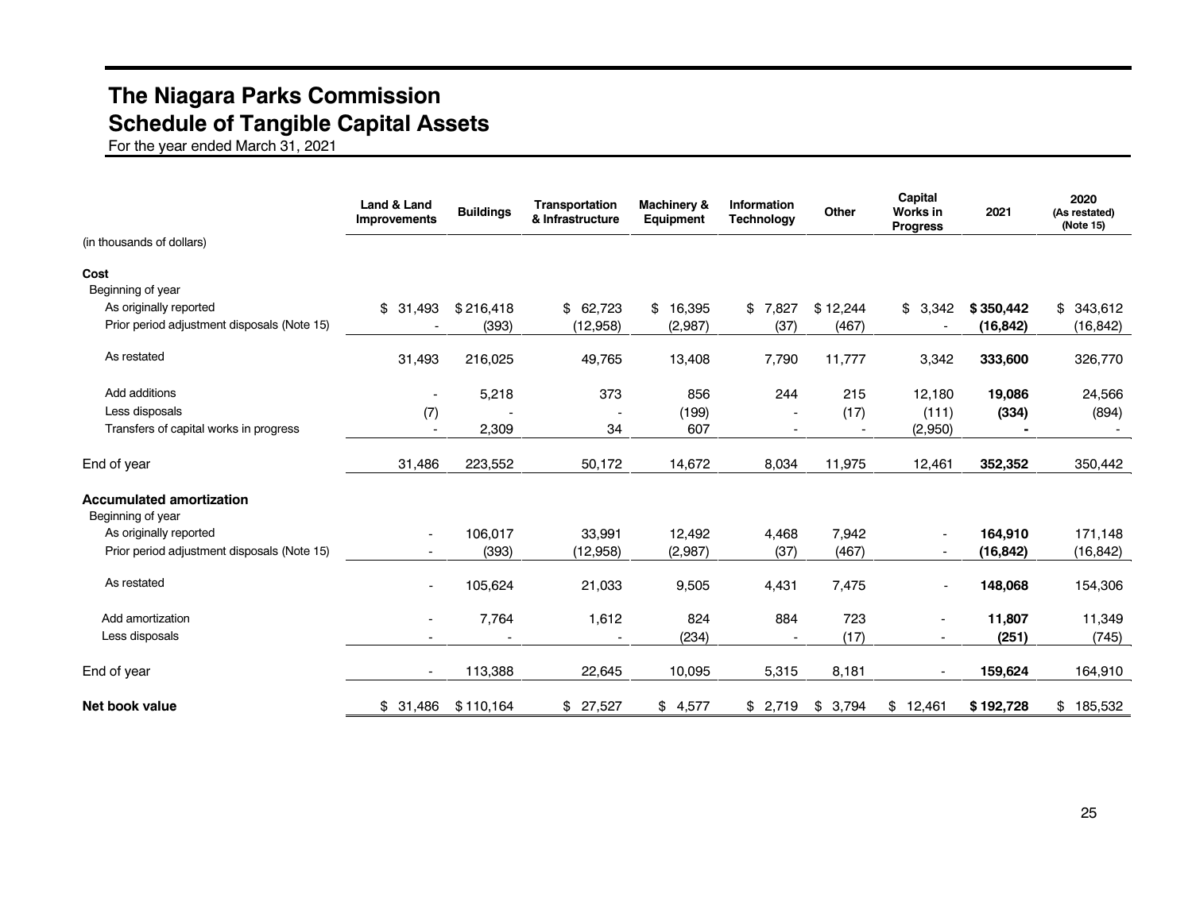# The Niagara Parks Commission
## Schedule of Tangible Capital Assets

For the year ended March 31, 2021

| (in thousands of dollars) | Land & Land Improvements | Buildings | Transportation & Infrastructure | Machinery & Equipment | Information Technology | Other | Capital Works in Progress | 2021 | 2020 (As restated) (Note 15) |
|---|---|---|---|---|---|---|---|---|---|
| **Cost** | | | | | | | | | |
| Beginning of year | | | | | | | | | |
| As originally reported | $ 31,493 | $ 216,418 | $ 62,723 | $ 16,395 | $ 7,827 | $ 12,244 | $ 3,342 | **$ 350,442** | $ 343,612 |
| Prior period adjustment disposals (Note 15) | - | (393) | (12,958) | (2,987) | (37) | (467) | - | **(16,842)** | (16,842) |
| As restated | 31,493 | 216,025 | 49,765 | 13,408 | 7,790 | 11,777 | 3,342 | **333,600** | 326,770 |
| Add additions | - | 5,218 | 373 | 856 | 244 | 215 | 12,180 | **19,086** | 24,566 |
| Less disposals | (7) | - | - | (199) | - | (17) | (111) | **(334)** | (894) |
| Transfers of capital works in progress | - | 2,309 | 34 | 607 | - | - | (2,950) | **-** | - |
| End of year | 31,486 | 223,552 | 50,172 | 14,672 | 8,034 | 11,975 | 12,461 | **352,352** | 350,442 |
| **Accumulated amortization** | | | | | | | | | |
| Beginning of year | | | | | | | | | |
| As originally reported | - | 106,017 | 33,991 | 12,492 | 4,468 | 7,942 | - | **164,910** | 171,148 |
| Prior period adjustment disposals (Note 15) | - | (393) | (12,958) | (2,987) | (37) | (467) | - | **(16,842)** | (16,842) |
| As restated | - | 105,624 | 21,033 | 9,505 | 4,431 | 7,475 | - | **148,068** | 154,306 |
| Add amortization | - | 7,764 | 1,612 | 824 | 884 | 723 | - | **11,807** | 11,349 |
| Less disposals | - | - | - | (234) | - | (17) | - | **(251)** | (745) |
| End of year | - | 113,388 | 22,645 | 10,095 | 5,315 | 8,181 | - | **159,624** | 164,910 |
| **Net book value** | $ 31,486 | $ 110,164 | $ 27,527 | $ 4,577 | $ 2,719 | $ 3,794 | $ 12,461 | **$ 192,728** | $ 185,532 |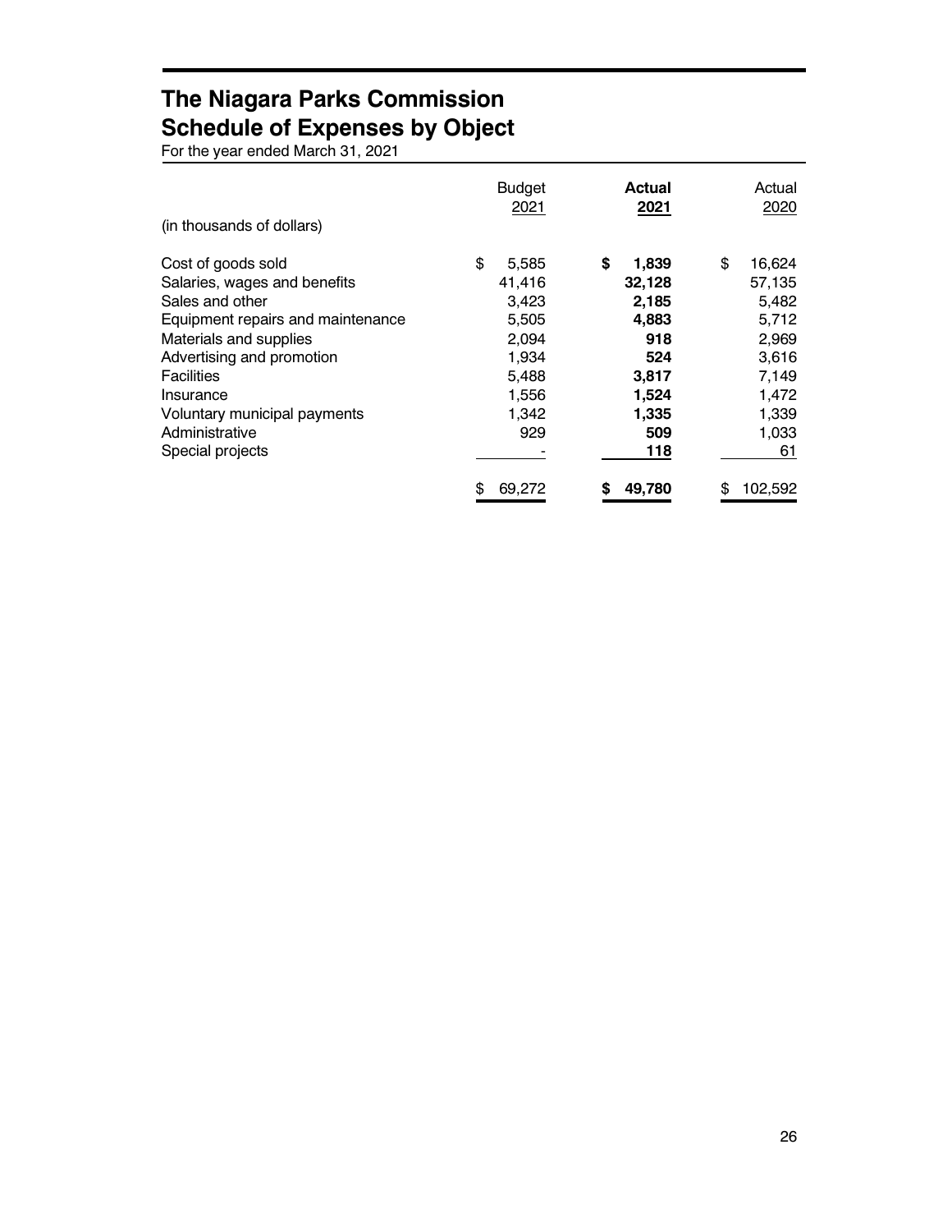# The Niagara Parks Commission
# Schedule of Expenses by Object

For the year ended March 31, 2021

| (in thousands of dollars) | Budget 2021 | **Actual 2021** | Actual 2020 |
|---|---|---|---|
| Cost of goods sold | $ 5,585 | **$ 1,839** | $ 16,624 |
| Salaries, wages and benefits | 41,416 | **32,128** | 57,135 |
| Sales and other | 3,423 | **2,185** | 5,482 |
| Equipment repairs and maintenance | 5,505 | **4,883** | 5,712 |
| Materials and supplies | 2,094 | **918** | 2,969 |
| Advertising and promotion | 1,934 | **524** | 3,616 |
| Facilities | 5,488 | **3,817** | 7,149 |
| Insurance | 1,556 | **1,524** | 1,472 |
| Voluntary municipal payments | 1,342 | **1,335** | 1,339 |
| Administrative | 929 | **509** | 1,033 |
| Special projects | - | **118** | 61 |
| | $ 69,272 | **$ 49,780** | $ 102,592 |